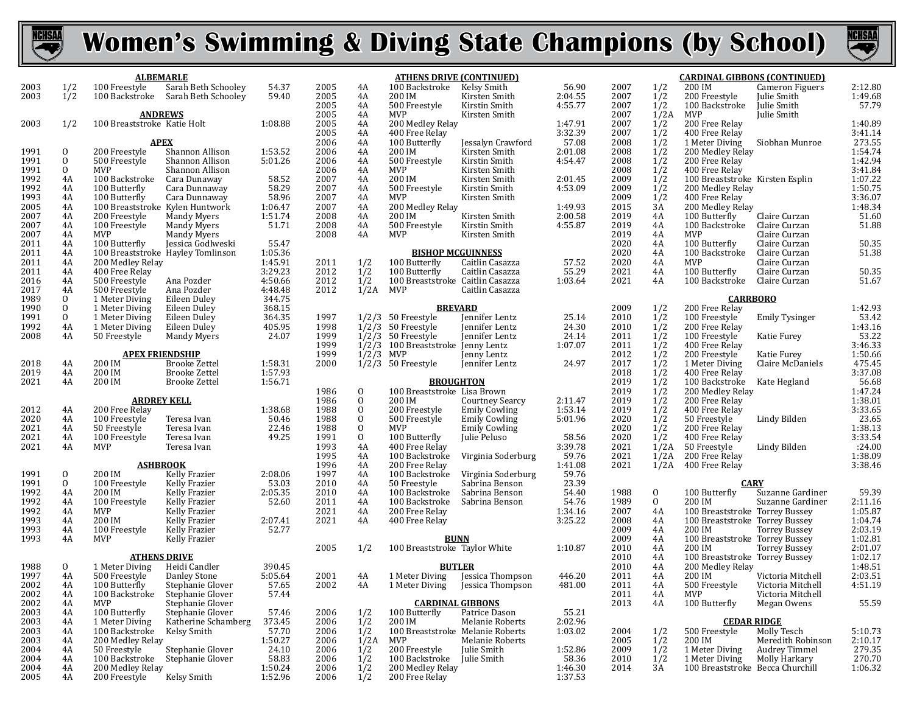# Women's Swimming & Diving State Champions (by School)

### ALBEMARLE

| Year | Class | Event | Name | Time |
|---|---|---|---|---|
| 2003 | 1/2 | 100 Freestyle | Sarah Beth Schooley | 54.37 |
| 2003 | 1/2 | 100 Backstroke | Sarah Beth Schooley | 59.40 |

### ANDREWS

| Year | Class | Event | Name | Time |
|---|---|---|---|---|
| 2003 | 1/2 | 100 Breaststroke | Katie Holt | 1:08.88 |

### APEX

| Year | Class | Event | Name | Time |
|---|---|---|---|---|
| 1991 | O | 200 Freestyle | Shannon Allison | 1:53.52 |
| 1991 | O | 500 Freestyle | Shannon Allison | 5:01.26 |
| 1991 | O | MVP | Shannon Allison | |
| 1992 | 4A | 100 Backstroke | Cara Dunaway | 58.52 |
| 1992 | 4A | 100 Butterfly | Cara Dunnaway | 58.29 |
| 1993 | 4A | 100 Butterfly | Cara Dunnaway | 58.96 |
| 2005 | 4A | 100 Breaststroke | Kylen Huntwork | 1:06.47 |
| 2007 | 4A | 200 Freestyle | Mandy Myers | 1:51.74 |
| 2007 | 4A | 100 Freestyle | Mandy Myers | 51.71 |
| 2007 | 4A | MVP | Mandy Myers | |
| 2011 | 4A | 100 Butterfly | Jessica Godlweski | 55.47 |
| 2011 | 4A | 100 Breaststroke | Hayley Tomlinson | 1:05.36 |
| 2011 | 4A | 200 Medley Relay | | 1:45.91 |
| 2011 | 4A | 400 Free Relay | | 3:29.23 |
| 2016 | 4A | 500 Freestyle | Ana Pozder | 4:50.66 |
| 2017 | 4A | 500 Freestyle | Ana Pozder | 4:48.48 |
| 1989 | O | 1 Meter Diving | Eileen Duley | 344.75 |
| 1990 | O | 1 Meter Diving | Eileen Duley | 368.15 |
| 1991 | O | 1 Meter Diving | Eileen Duley | 364.35 |
| 1992 | 4A | 1 Meter Diving | Eileen Duley | 405.95 |
| 2008 | 4A | 50 Freestyle | Mandy Myers | 24.07 |

### APEX FRIENDSHIP

| Year | Class | Event | Name | Time |
|---|---|---|---|---|
| 2018 | 4A | 200 IM | Brooke Zettel | 1:58.31 |
| 2019 | 4A | 200 IM | Brooke Zettel | 1:57.93 |
| 2021 | 4A | 200 IM | Brooke Zettel | 1:56.71 |

### ARDREY KELL

| Year | Class | Event | Name | Time |
|---|---|---|---|---|
| 2012 | 4A | 200 Free Relay | | 1:38.68 |
| 2020 | 4A | 100 Freestyle | Teresa Ivan | 50.46 |
| 2021 | 4A | 50 Freestyle | Teresa Ivan | 22.46 |
| 2021 | 4A | 100 Freestyle | Teresa Ivan | 49.25 |
| 2021 | 4A | MVP | Teresa Ivan | |

### ASHBROOK

| Year | Class | Event | Name | Time |
|---|---|---|---|---|
| 1991 | O | 200 IM | Kelly Frazier | 2:08.06 |
| 1991 | O | 100 Freestyle | Kelly Frazier | 53.03 |
| 1992 | 4A | 200 IM | Kelly Frazier | 2:05.35 |
| 1992 | 4A | 100 Freestyle | Kelly Frazier | 52.60 |
| 1992 | 4A | MVP | Kelly Frazier | |
| 1993 | 4A | 200 IM | Kelly Frazier | 2:07.41 |
| 1993 | 4A | 100 Freestyle | Kelly Frazier | 52.77 |
| 1993 | 4A | MVP | Kelly Frazier | |

### ATHENS DRIVE

| Year | Class | Event | Name | Time |
|---|---|---|---|---|
| 1988 | O | 1 Meter Diving | Heidi Candler | 390.45 |
| 1997 | 4A | 500 Freestyle | Danley Stone | 5:05.64 |
| 2002 | 4A | 100 Butterfly | Stephanie Glover | 57.65 |
| 2002 | 4A | 100 Backstroke | Stephanie Glover | 57.44 |
| 2002 | 4A | MVP | Stephanie Glover | |
| 2003 | 4A | 100 Butterfly | Stephanie Glover | 57.46 |
| 2003 | 4A | 1 Meter Diving | Katherine Schamberg | 373.45 |
| 2003 | 4A | 100 Backstroke | Kelsy Smith | 57.70 |
| 2003 | 4A | 200 Medley Relay | | 1:50.27 |
| 2004 | 4A | 50 Freestyle | Stephanie Glover | 24.10 |
| 2004 | 4A | 100 Backstroke | Stephanie Glover | 58.83 |
| 2004 | 4A | 200 Medley Relay | | 1:50.24 |
| 2005 | 4A | 200 Freestyle | Kelsy Smith | 1:52.96 |

### ATHENS DRIVE (CONTINUED)

| Year | Class | Event | Name | Time |
|---|---|---|---|---|
| 2005 | 4A | 100 Backstroke | Kelsy Smith | 56.90 |
| 2005 | 4A | 200 IM | Kirsten Smith | 2:04.55 |
| 2005 | 4A | 500 Freestyle | Kirstin Smith | 4:55.77 |
| 2005 | 4A | MVP | Kirsten Smith | |
| 2005 | 4A | 200 Medley Relay | | 1:47.91 |
| 2005 | 4A | 400 Free Relay | | 3:32.39 |
| 2006 | 4A | 100 Butterfly | Jessalyn Crawford | 57.08 |
| 2006 | 4A | 200 IM | Kirsten Smith | 2:01.08 |
| 2006 | 4A | 500 Freestyle | Kirstin Smith | 4:54.47 |
| 2006 | 4A | MVP | Kirsten Smith | |
| 2007 | 4A | 200 IM | Kirsten Smith | 2:01.45 |
| 2007 | 4A | 500 Freestyle | Kirstin Smith | 4:53.09 |
| 2007 | 4A | MVP | Kirsten Smith | |
| 2007 | 4A | 200 Medley Relay | | 1:49.93 |
| 2008 | 4A | 200 IM | Kirsten Smith | 2:00.58 |
| 2008 | 4A | 500 Freestyle | Kirstin Smith | 4:55.87 |
| 2008 | 4A | MVP | Kirsten Smith | |

### BISHOP MCGUINNESS

| Year | Class | Event | Name | Time |
|---|---|---|---|---|
| 2011 | 1/2 | 100 Butterfly | Caitlin Casazza | 57.52 |
| 2012 | 1/2 | 100 Butterfly | Caitlin Casazza | 55.29 |
| 2012 | 1/2 | 100 Breaststroke | Caitlin Casazza | 1:03.64 |
| 2012 | 1/2A | MVP | Caitlin Casazza | |

### BREVARD

| Year | Class | Event | Name | Time |
|---|---|---|---|---|
| 1997 | 1/2/3 | 50 Freestyle | Jennifer Lentz | 25.14 |
| 1998 | 1/2/3 | 50 Freestyle | Jennifer Lentz | 24.30 |
| 1999 | 1/2/3 | 50 Freestyle | Jennifer Lentz | 24.14 |
| 1999 | 1/2/3 | 100 Breaststroke | Jenny Lentz | 1:07.07 |
| 1999 | 1/2/3 | MVP | Jenny Lentz | |
| 2000 | 1/2/3 | 50 Freestyle | Jennifer Lentz | 24.97 |

### BROUGHTON

| Year | Class | Event | Name | Time |
|---|---|---|---|---|
| 1986 | O | 100 Breaststroke | Lisa Brown | |
| 1986 | O | 200 IM | Courtney Searcy | 2:11.47 |
| 1988 | O | 200 Freestyle | Emily Cowling | 1:53.14 |
| 1988 | O | 500 Freestyle | Emily Cowling | 5:01.96 |
| 1988 | O | MVP | Emily Cowling | |
| 1991 | O | 100 Butterfly | Julie Peluso | 58.56 |
| 1993 | 4A | 400 Free Relay | | 3:39.78 |
| 1995 | 4A | 100 Backstroke | Virginia Soderburg | 59.76 |
| 1996 | 4A | 200 Free Relay | | 1:41.08 |
| 1997 | 4A | 100 Backstroke | Virginia Soderburg | 59.76 |
| 2010 | 4A | 50 Freestyle | Sabrina Benson | 23.39 |
| 2010 | 4A | 100 Backstroke | Sabrina Benson | 54.40 |
| 2011 | 4A | 100 Backstroke | Sabrina Benson | 54.76 |
| 2021 | 4A | 200 Free Relay | | 1:34.16 |
| 2021 | 4A | 400 Free Relay | | 3:25.22 |

### BUNN

| Year | Class | Event | Name | Time |
|---|---|---|---|---|
| 2005 | 1/2 | 100 Breaststroke | Taylor White | 1:10.87 |

### BUTLER

| Year | Class | Event | Name | Time |
|---|---|---|---|---|
| 2001 | 4A | 1 Meter Diving | Jessica Thompson | 446.20 |
| 2002 | 4A | 1 Meter Diving | Jessica Thompson | 481.00 |

### CARDINAL GIBBONS

| Year | Class | Event | Name | Time |
|---|---|---|---|---|
| 2006 | 1/2 | 100 Butterfly | Patrice Dason | 55.21 |
| 2006 | 1/2 | 200 IM | Melanie Roberts | 2:02.96 |
| 2006 | 1/2 | 100 Breaststroke | Melanie Roberts | 1:03.02 |
| 2006 | 1/2A | MVP | Melanie Roberts | |
| 2006 | 1/2 | 200 Freestyle | Julie Smith | 1:52.86 |
| 2006 | 1/2 | 100 Backstroke | Julie Smith | 58.36 |
| 2006 | 1/2 | 200 Medley Relay | | 1:46.30 |
| 2006 | 1/2 | 200 Free Relay | | 1:37.53 |

### CARDINAL GIBBONS (CONTINUED)

| Year | Class | Event | Name | Time |
|---|---|---|---|---|
| 2007 | 1/2 | 200 IM | Cameron Figuers | 2:12.80 |
| 2007 | 1/2 | 200 Freestyle | Julie Smith | 1:49.68 |
| 2007 | 1/2 | 100 Backstroke | Julie Smith | 57.79 |
| 2007 | 1/2A | MVP | Julie Smith | |
| 2007 | 1/2 | 200 Free Relay | | 1:40.89 |
| 2007 | 1/2 | 400 Free Relay | | 3:41.14 |
| 2008 | 1/2 | 1 Meter Diving | Siobhan Munroe | 273.55 |
| 2008 | 1/2 | 200 Medley Relay | | 1:54.74 |
| 2008 | 1/2 | 200 Free Relay | | 1:42.94 |
| 2008 | 1/2 | 400 Free Relay | | 3:41.84 |
| 2009 | 1/2 | 100 Breaststroke | Kirsten Esplin | 1:07.22 |
| 2009 | 1/2 | 200 Medley Relay | | 1:50.75 |
| 2009 | 1/2 | 400 Free Relay | | 3:36.07 |
| 2015 | 3A | 200 Medley Relay | | 1:48.34 |
| 2019 | 4A | 100 Butterfly | Claire Curzan | 51.60 |
| 2019 | 4A | 100 Backstroke | Claire Curzan | 51.88 |
| 2019 | 4A | MVP | Claire Curzan | |
| 2020 | 4A | 100 Butterfly | Claire Curzan | 50.35 |
| 2020 | 4A | 100 Backstroke | Claire Curzan | 51.38 |
| 2020 | 4A | MVP | Claire Curzan | |
| 2021 | 4A | 100 Butterfly | Claire Curzan | 50.35 |
| 2021 | 4A | 100 Backstroke | Claire Curzan | 51.67 |

### CARRBORO

| Year | Class | Event | Name | Time |
|---|---|---|---|---|
| 2009 | 1/2 | 200 Free Relay | | 1:42.93 |
| 2010 | 1/2 | 100 Freestyle | Emily Tysinger | 53.42 |
| 2010 | 1/2 | 200 Free Relay | | 1:43.16 |
| 2011 | 1/2 | 100 Freestyle | Katie Furey | 53.22 |
| 2011 | 1/2 | 400 Free Relay | | 3:46.33 |
| 2012 | 1/2 | 200 Freestyle | Katie Furey | 1:50.66 |
| 2017 | 1/2 | 1 Meter Diving | Claire McDaniels | 475.45 |
| 2018 | 1/2 | 400 Free Relay | | 3:37.08 |
| 2019 | 1/2 | 100 Backstroke | Kate Hegland | 56.68 |
| 2019 | 1/2 | 200 Medley Relay | | 1:47.24 |
| 2019 | 1/2 | 200 Free Relay | | 1:38.01 |
| 2019 | 1/2 | 400 Free Relay | | 3:33.65 |
| 2020 | 1/2 | 50 Freestyle | Lindy Bilden | 23.65 |
| 2020 | 1/2 | 200 Free Relay | | 1:38.13 |
| 2020 | 1/2 | 400 Free Relay | | 3:33.54 |
| 2021 | 1/2A | 50 Freestyle | Lindy Bilden | :24.00 |
| 2021 | 1/2A | 200 Free Relay | | 1:38.09 |
| 2021 | 1/2A | 400 Free Relay | | 3:38.46 |

### CARY

| Year | Class | Event | Name | Time |
|---|---|---|---|---|
| 1988 | O | 100 Butterfly | Suzanne Gardiner | 59.39 |
| 1989 | O | 200 IM | Suzanne Gardiner | 2:11.16 |
| 2007 | 4A | 100 Breaststroke | Torrey Bussey | 1:05.87 |
| 2008 | 4A | 100 Breaststroke | Torrey Bussey | 1:04.74 |
| 2009 | 4A | 200 IM | Torrey Bussey | 2:03.19 |
| 2009 | 4A | 100 Breaststroke | Torrey Bussey | 1:02.81 |
| 2010 | 4A | 200 IM | Torrey Bussey | 2:01.07 |
| 2010 | 4A | 100 Breaststroke | Torrey Bussey | 1:02.17 |
| 2010 | 4A | 200 Medley Relay | | 1:48.51 |
| 2011 | 4A | 200 IM | Victoria Mitchell | 2:03.51 |
| 2011 | 4A | 500 Freestyle | Victoria Mitchell | 4:51.19 |
| 2011 | 4A | MVP | Victoria Mitchell | |
| 2013 | 4A | 100 Butterfly | Megan Owens | 55.59 |

### CEDAR RIDGE

| Year | Class | Event | Name | Time |
|---|---|---|---|---|
| 2004 | 1/2 | 500 Freestyle | Molly Tesch | 5:10.73 |
| 2005 | 1/2 | 200 IM | Meredith Robinson | 2:10.17 |
| 2009 | 1/2 | 1 Meter Diving | Audrey Timmel | 279.35 |
| 2010 | 1/2 | 1 Meter Diving | Molly Harkary | 270.70 |
| 2014 | 3A | 100 Breaststroke | Becca Churchill | 1:06.32 |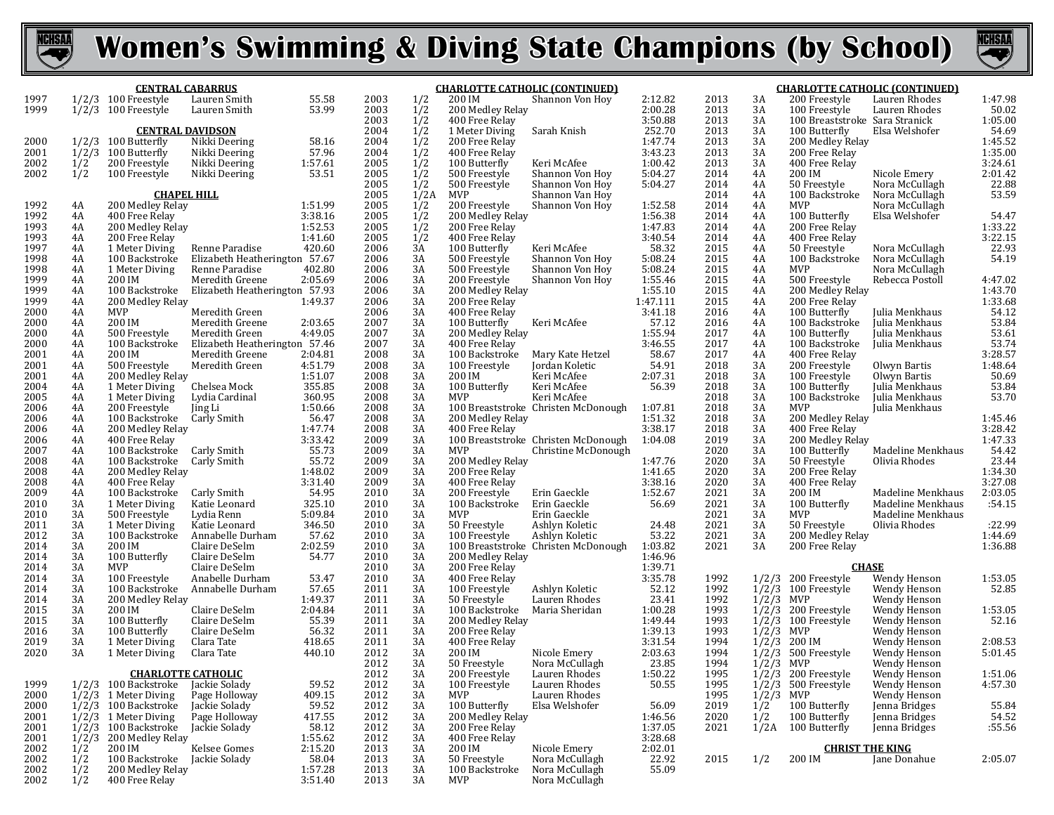# Women's Swimming & Diving State Champions (by School)

## CENTRAL CABARRUS

| Year | Class | Event | Name | Time |
|---|---|---|---|---|
| 1997 | 1/2/3 | 100 Freestyle | Lauren Smith | 55.58 |
| 1999 | 1/2/3 | 100 Freestyle | Lauren Smith | 53.99 |

## CENTRAL DAVIDSON

| Year | Class | Event | Name | Time |
|---|---|---|---|---|
| 2000 | 1/2/3 | 100 Butterfly | Nikki Deering | 58.16 |
| 2001 | 1/2/3 | 100 Butterfly | Nikki Deering | 57.96 |
| 2002 | 1/2 | 200 Freestyle | Nikki Deering | 1:57.61 |
| 2002 | 1/2 | 100 Freestyle | Nikki Deering | 53.51 |

## CHAPEL HILL

| Year | Class | Event | Name | Time |
|---|---|---|---|---|
| 1992 | 4A | 200 Medley Relay | | 1:51.99 |
| 1992 | 4A | 400 Free Relay | | 3:38.16 |
| 1993 | 4A | 200 Medley Relay | | 1:52.53 |
| 1993 | 4A | 200 Free Relay | | 1:41.60 |
| 1997 | 4A | 1 Meter Diving | Renne Paradise | 420.60 |
| 1998 | 4A | 100 Backstroke | Elizabeth Heatherington | 57.67 |
| 1998 | 4A | 1 Meter Diving | Renne Paradise | 402.80 |
| 1999 | 4A | 200 IM | Meredith Greene | 2:05.69 |
| 1999 | 4A | 100 Backstroke | Elizabeth Heatherington | 57.93 |
| 1999 | 4A | 200 Medley Relay | | 1:49.37 |
| 2000 | 4A | MVP | Meredith Green | |
| 2000 | 4A | 200 IM | Meredith Greene | 2:03.65 |
| 2000 | 4A | 500 Freestyle | Meredith Green | 4:49.05 |
| 2000 | 4A | 100 Backstroke | Elizabeth Heatherington | 57.46 |
| 2001 | 4A | 200 IM | Meredith Greene | 2:04.81 |
| 2001 | 4A | 500 Freestyle | Meredith Green | 4:51.79 |
| 2001 | 4A | 200 Medley Relay | | 1:51.07 |
| 2004 | 4A | 1 Meter Diving | Chelsea Mock | 355.85 |
| 2005 | 4A | 1 Meter Diving | Lydia Cardinal | 360.95 |
| 2006 | 4A | 200 Freestyle | Jing Li | 1:50.66 |
| 2006 | 4A | 100 Backstroke | Carly Smith | 56.47 |
| 2006 | 4A | 200 Medley Relay | | 1:47.74 |
| 2006 | 4A | 400 Free Relay | | 3:33.42 |
| 2007 | 4A | 100 Backstroke | Carly Smith | 55.73 |
| 2008 | 4A | 100 Backstroke | Carly Smith | 55.72 |
| 2008 | 4A | 200 Medley Relay | | 1:48.02 |
| 2008 | 4A | 400 Free Relay | | 3:31.40 |
| 2009 | 4A | 100 Backstroke | Carly Smith | 54.95 |
| 2010 | 3A | 1 Meter Diving | Katie Leonard | 325.10 |
| 2010 | 3A | 500 Freestyle | Lydia Renn | 5:09.84 |
| 2011 | 3A | 1 Meter Diving | Katie Leonard | 346.50 |
| 2012 | 3A | 100 Backstroke | Annabelle Durham | 57.62 |
| 2014 | 3A | 200 IM | Claire DeSelm | 2:02.59 |
| 2014 | 3A | 100 Butterfly | Claire DeSelm | 54.77 |
| 2014 | 3A | MVP | Claire DeSelm | |
| 2014 | 3A | 100 Freestyle | Anabelle Durham | 53.47 |
| 2014 | 3A | 100 Backstroke | Annabelle Durham | 57.65 |
| 2014 | 3A | 200 Medley Relay | | 1:49.37 |
| 2015 | 3A | 200 IM | Claire DeSelm | 2:04.84 |
| 2015 | 3A | 100 Butterfly | Claire DeSelm | 55.39 |
| 2016 | 3A | 100 Butterfly | Claire DeSelm | 56.32 |
| 2019 | 3A | 1 Meter Diving | Clara Tate | 418.65 |
| 2020 | 3A | 1 Meter Diving | Clara Tate | 440.10 |

## CHARLOTTE CATHOLIC

| Year | Class | Event | Name | Time |
|---|---|---|---|---|
| 1999 | 1/2/3 | 100 Backstroke | Jackie Solady | 59.52 |
| 2000 | 1/2/3 | 1 Meter Diving | Page Holloway | 409.15 |
| 2000 | 1/2/3 | 100 Backstroke | Jackie Solady | 59.52 |
| 2001 | 1/2/3 | 1 Meter Diving | Page Holloway | 417.55 |
| 2001 | 1/2/3 | 100 Backstroke | Jackie Solady | 58.12 |
| 2001 | 1/2/3 | 200 Medley Relay | | 1:55.62 |
| 2002 | 1/2 | 200 IM | Kelsee Gomes | 2:15.20 |
| 2002 | 1/2 | 100 Backstroke | Jackie Solady | 58.04 |
| 2002 | 1/2 | 200 Medley Relay | | 1:57.28 |
| 2002 | 1/2 | 400 Free Relay | | 3:51.40 |

## CHARLOTTE CATHOLIC (CONTINUED)

| Year | Class | Event | Name | Time |
|---|---|---|---|---|
| 2003 | 1/2 | 200 IM | Shannon Von Hoy | 2:12.82 |
| 2003 | 1/2 | 200 Medley Relay | | 2:00.28 |
| 2003 | 1/2 | 400 Free Relay | | 3:50.88 |
| 2004 | 1/2 | 1 Meter Diving | Sarah Knish | 252.70 |
| 2004 | 1/2 | 200 Free Relay | | 1:47.74 |
| 2004 | 1/2 | 400 Free Relay | | 3:43.23 |
| 2005 | 1/2 | 100 Butterfly | Keri McAfee | 1:00.42 |
| 2005 | 1/2 | 500 Freestyle | Shannon Von Hoy | 5:04.27 |
| 2005 | 1/2 | 500 Freestyle | Shannon Von Hoy | 5:04.27 |
| 2005 | 1/2A | MVP | Shannon Van Hoy | |
| 2005 | 1/2 | 200 Freestyle | Shannon Von Hoy | 1:52.58 |
| 2005 | 1/2 | 200 Medley Relay | | 1:56.38 |
| 2005 | 1/2 | 200 Free Relay | | 1:47.83 |
| 2005 | 1/2 | 400 Free Relay | | 3:40.54 |
| 2006 | 3A | 100 Butterfly | Keri McAfee | 58.32 |
| 2006 | 3A | 500 Freestyle | Shannon Von Hoy | 5:08.24 |
| 2006 | 3A | 500 Freestyle | Shannon Von Hoy | 5:08.24 |
| 2006 | 3A | 200 Freestyle | Shannon Von Hoy | 1:55.46 |
| 2006 | 3A | 200 Medley Relay | | 1:55.10 |
| 2006 | 3A | 200 Free Relay | | 1:47.111 |
| 2006 | 3A | 400 Free Relay | | 3:41.18 |
| 2007 | 3A | 100 Butterfly | Keri McAfee | 57.12 |
| 2007 | 3A | 200 Medley Relay | | 1:55.94 |
| 2007 | 3A | 400 Free Relay | | 3:46.55 |
| 2008 | 3A | 100 Backstroke | Mary Kate Hetzel | 58.67 |
| 2008 | 3A | 100 Freestyle | Jordan Koletic | 54.91 |
| 2008 | 3A | 200 IM | Keri McAfee | 2:07.31 |
| 2008 | 3A | 100 Butterfly | Keri McAfee | 56.39 |
| 2008 | 3A | MVP | Keri McAfee | |
| 2008 | 3A | 100 Breaststroke | Christen McDonough | 1:07.81 |
| 2008 | 3A | 200 Medley Relay | | 1:51.32 |
| 2008 | 3A | 400 Free Relay | | 3:38.17 |
| 2009 | 3A | 100 Breaststroke | Christen McDonough | 1:04.08 |
| 2009 | 3A | MVP | Christine McDonough | |
| 2009 | 3A | 200 Medley Relay | | 1:47.76 |
| 2009 | 3A | 200 Free Relay | | 1:41.65 |
| 2009 | 3A | 400 Free Relay | | 3:38.16 |
| 2010 | 3A | 200 Freestyle | Erin Gaeckle | 1:52.67 |
| 2010 | 3A | 100 Backstroke | Erin Gaeckle | 56.69 |
| 2010 | 3A | MVP | Erin Gaeckle | |
| 2010 | 3A | 50 Freestyle | Ashlyn Koletic | 24.48 |
| 2010 | 3A | 100 Freestyle | Ashlyn Koletic | 53.22 |
| 2010 | 3A | 100 Breaststroke | Christen McDonough | 1:03.82 |
| 2010 | 3A | 200 Medley Relay | | 1:46.96 |
| 2010 | 3A | 200 Free Relay | | 1:39.71 |
| 2010 | 3A | 400 Free Relay | | 3:35.78 |
| 2011 | 3A | 100 Freestyle | Ashlyn Koletic | 52.12 |
| 2011 | 3A | 50 Freestyle | Lauren Rhodes | 23.41 |
| 2011 | 3A | 100 Backstroke | Maria Sheridan | 1:00.28 |
| 2011 | 3A | 200 Medley Relay | | 1:49.44 |
| 2011 | 3A | 200 Free Relay | | 1:39.13 |
| 2011 | 3A | 400 Free Relay | | 3:31.54 |
| 2012 | 3A | 200 IM | Nicole Emery | 2:03.63 |
| 2012 | 3A | 50 Freestyle | Nora McCullagh | 23.85 |
| 2012 | 3A | 200 Freestyle | Lauren Rhodes | 1:50.22 |
| 2012 | 3A | 100 Freestyle | Lauren Rhodes | 50.55 |
| 2012 | 3A | MVP | Lauren Rhodes | |
| 2012 | 3A | 100 Butterfly | Elsa Welshofer | 56.09 |
| 2012 | 3A | 200 Medley Relay | | 1:46.56 |
| 2012 | 3A | 200 Free Relay | | 1:37.05 |
| 2012 | 3A | 400 Free Relay | | 3:28.68 |
| 2013 | 3A | 200 IM | Nicole Emery | 2:02.01 |
| 2013 | 3A | 50 Freestyle | Nora McCullagh | 22.92 |
| 2013 | 3A | 100 Backstroke | Nora McCullagh | 55.09 |
| 2013 | 3A | MVP | Nora McCullagh | |

## CHARLOTTE CATHOLIC (CONTINUED)

| Year | Class | Event | Name | Time |
|---|---|---|---|---|
| 2013 | 3A | 200 Freestyle | Lauren Rhodes | 1:47.98 |
| 2013 | 3A | 100 Freestyle | Lauren Rhodes | 50.02 |
| 2013 | 3A | 100 Breaststroke | Sara Stranick | 1:05.00 |
| 2013 | 3A | 100 Butterfly | Elsa Welshofer | 54.69 |
| 2013 | 3A | 200 Medley Relay | | 1:45.52 |
| 2013 | 3A | 200 Free Relay | | 1:35.00 |
| 2013 | 3A | 400 Free Relay | | 3:24.61 |
| 2014 | 4A | 200 IM | Nicole Emery | 2:01.42 |
| 2014 | 4A | 50 Freestyle | Nora McCullagh | 22.88 |
| 2014 | 4A | 100 Backstroke | Nora McCullagh | 53.59 |
| 2014 | 4A | MVP | Nora McCullagh | |
| 2014 | 4A | 100 Butterfly | Elsa Welshofer | 54.47 |
| 2014 | 4A | 200 Free Relay | | 1:33.22 |
| 2014 | 4A | 400 Free Relay | | 3:22.15 |
| 2015 | 4A | 50 Freestyle | Nora McCullagh | 22.93 |
| 2015 | 4A | 100 Backstroke | Nora McCullagh | 54.19 |
| 2015 | 4A | MVP | Nora McCullagh | |
| 2015 | 4A | 500 Freestyle | Rebecca Postoll | 4:47.02 |
| 2015 | 4A | 200 Medley Relay | | 1:43.70 |
| 2015 | 4A | 200 Free Relay | | 1:33.68 |
| 2016 | 4A | 100 Butterfly | Julia Menkhaus | 54.12 |
| 2016 | 4A | 100 Backstroke | Julia Menkhaus | 53.84 |
| 2017 | 4A | 100 Butterfly | Julia Menkhaus | 53.61 |
| 2017 | 4A | 100 Backstroke | Julia Menkhaus | 53.74 |
| 2017 | 4A | 400 Free Relay | | 3:28.57 |
| 2018 | 3A | 200 Freestyle | Olwyn Bartis | 1:48.64 |
| 2018 | 3A | 100 Freestyle | Olwyn Bartis | 50.69 |
| 2018 | 3A | 100 Butterfly | Julia Menkhaus | 53.84 |
| 2018 | 3A | 100 Backstroke | Julia Menkhaus | 53.70 |
| 2018 | 3A | MVP | Julia Menkhaus | |
| 2018 | 3A | 200 Medley Relay | | 1:45.46 |
| 2018 | 3A | 400 Free Relay | | 3:28.42 |
| 2019 | 3A | 200 Medley Relay | | 1:47.33 |
| 2020 | 3A | 100 Butterfly | Madeline Menkhaus | 54.42 |
| 2020 | 3A | 50 Freestyle | Olivia Rhodes | 23.44 |
| 2020 | 3A | 200 Free Relay | | 1:34.30 |
| 2020 | 3A | 400 Free Relay | | 3:27.08 |
| 2021 | 3A | 200 IM | Madeline Menkhaus | 2:03.05 |
| 2021 | 3A | 100 Butterfly | Madeline Menkhaus | :54.15 |
| 2021 | 3A | MVP | Madeline Menkhaus | |
| 2021 | 3A | 50 Freestyle | Olivia Rhodes | :22.99 |
| 2021 | 3A | 200 Medley Relay | | 1:44.69 |
| 2021 | 3A | 200 Free Relay | | 1:36.88 |

## CHASE

| Year | Class | Event | Name | Time |
|---|---|---|---|---|
| 1992 | 1/2/3 | 200 Freestyle | Wendy Henson | 1:53.05 |
| 1992 | 1/2/3 | 100 Freestyle | Wendy Henson | 52.85 |
| 1992 | 1/2/3 | MVP | Wendy Henson | |
| 1993 | 1/2/3 | 200 Freestyle | Wendy Henson | 1:53.05 |
| 1993 | 1/2/3 | 100 Freestyle | Wendy Henson | 52.16 |
| 1993 | 1/2/3 | MVP | Wendy Henson | |
| 1994 | 1/2/3 | 200 IM | Wendy Henson | 2:08.53 |
| 1994 | 1/2/3 | 500 Freestyle | Wendy Henson | 5:01.45 |
| 1994 | 1/2/3 | MVP | Wendy Henson | |
| 1995 | 1/2/3 | 200 Freestyle | Wendy Henson | 1:51.06 |
| 1995 | 1/2/3 | 500 Freestyle | Wendy Henson | 4:57.30 |
| 1995 | 1/2/3 | MVP | Wendy Henson | |
| 2019 | 1/2 | 100 Butterfly | Jenna Bridges | 55.84 |
| 2020 | 1/2 | 100 Butterfly | Jenna Bridges | 54.52 |
| 2021 | 1/2A | 100 Butterfly | Jenna Bridges | :55.56 |

## CHRIST THE KING

| Year | Class | Event | Name | Time |
|---|---|---|---|---|
| 2015 | 1/2 | 200 IM | Jane Donahue | 2:05.07 |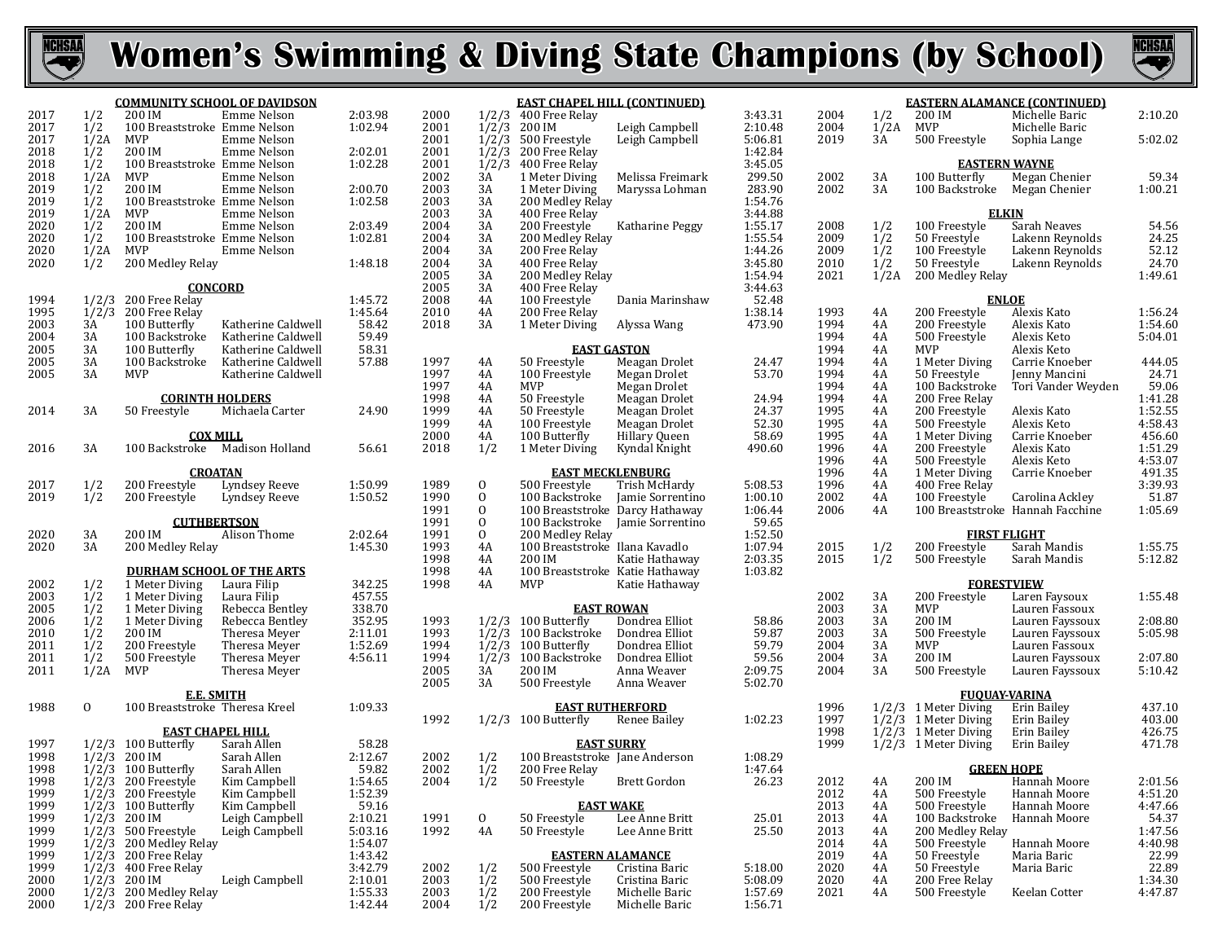# Women's Swimming & Diving State Champions (by School)

### COMMUNITY SCHOOL OF DAVIDSON

| Year | Class | Event | Name | Time/Score |
|---|---|---|---|---|
| 2017 | 1/2 | 200 IM | Emme Nelson | 2:03.98 |
| 2017 | 1/2 | 100 Breaststroke | Emme Nelson | 1:02.94 |
| 2017 | 1/2A | MVP | Emme Nelson | |
| 2018 | 1/2 | 200 IM | Emme Nelson | 2:02.01 |
| 2018 | 1/2 | 100 Breaststroke | Emme Nelson | 1:02.28 |
| 2018 | 1/2A | MVP | Emme Nelson | |
| 2019 | 1/2 | 200 IM | Emme Nelson | 2:00.70 |
| 2019 | 1/2 | 100 Breaststroke | Emme Nelson | 1:02.58 |
| 2019 | 1/2A | MVP | Emme Nelson | |
| 2020 | 1/2 | 200 IM | Emme Nelson | 2:03.49 |
| 2020 | 1/2 | 100 Breaststroke | Emme Nelson | 1:02.81 |
| 2020 | 1/2A | MVP | Emme Nelson | |
| 2020 | 1/2 | 200 Medley Relay | | 1:48.18 |

### CONCORD

| Year | Class | Event | Name | Time/Score |
|---|---|---|---|---|
| 1994 | 1/2/3 | 200 Free Relay | | 1:45.72 |
| 1995 | 1/2/3 | 200 Free Relay | | 1:45.64 |
| 2003 | 3A | 100 Butterfly | Katherine Caldwell | 58.42 |
| 2004 | 3A | 100 Backstroke | Katherine Caldwell | 59.49 |
| 2005 | 3A | 100 Butterfly | Katherine Caldwell | 58.31 |
| 2005 | 3A | 100 Backstroke | Katherine Caldwell | 57.88 |
| 2005 | 3A | MVP | Katherine Caldwell | |

### CORINTH HOLDERS

| Year | Class | Event | Name | Time/Score |
|---|---|---|---|---|
| 2014 | 3A | 50 Freestyle | Michaela Carter | 24.90 |

### COX MILL

| Year | Class | Event | Name | Time/Score |
|---|---|---|---|---|
| 2016 | 3A | 100 Backstroke | Madison Holland | 56.61 |

### CROATAN

| Year | Class | Event | Name | Time/Score |
|---|---|---|---|---|
| 2017 | 1/2 | 200 Freestyle | Lyndsey Reeve | 1:50.99 |
| 2019 | 1/2 | 200 Freestyle | Lyndsey Reeve | 1:50.52 |

### CUTHBERTSON

| Year | Class | Event | Name | Time/Score |
|---|---|---|---|---|
| 2020 | 3A | 200 IM | Alison Thome | 2:02.64 |
| 2020 | 3A | 200 Medley Relay | | 1:45.30 |

### DURHAM SCHOOL OF THE ARTS

| Year | Class | Event | Name | Time/Score |
|---|---|---|---|---|
| 2002 | 1/2 | 1 Meter Diving | Laura Filip | 342.25 |
| 2003 | 1/2 | 1 Meter Diving | Laura Filip | 457.55 |
| 2005 | 1/2 | 1 Meter Diving | Rebecca Bentley | 338.70 |
| 2006 | 1/2 | 1 Meter Diving | Rebecca Bentley | 352.95 |
| 2010 | 1/2 | 200 IM | Theresa Meyer | 2:11.01 |
| 2011 | 1/2 | 200 Freestyle | Theresa Meyer | 1:52.69 |
| 2011 | 1/2 | 500 Freestyle | Theresa Meyer | 4:56.11 |
| 2011 | 1/2A | MVP | Theresa Meyer | |

### E.E. SMITH

| Year | Class | Event | Name | Time/Score |
|---|---|---|---|---|
| 1988 | O | 100 Breaststroke | Theresa Kreel | 1:09.33 |

### EAST CHAPEL HILL

| Year | Class | Event | Name | Time/Score |
|---|---|---|---|---|
| 1997 | 1/2/3 | 100 Butterfly | Sarah Allen | 58.28 |
| 1998 | 1/2/3 | 200 IM | Sarah Allen | 2:12.67 |
| 1998 | 1/2/3 | 100 Butterfly | Sarah Allen | 59.82 |
| 1998 | 1/2/3 | 200 Freestyle | Kim Campbell | 1:54.65 |
| 1999 | 1/2/3 | 200 Freestyle | Kim Campbell | 1:52.39 |
| 1999 | 1/2/3 | 100 Butterfly | Kim Campbell | 59.16 |
| 1999 | 1/2/3 | 200 IM | Leigh Campbell | 2:10.21 |
| 1999 | 1/2/3 | 500 Freestyle | Leigh Campbell | 5:03.16 |
| 1999 | 1/2/3 | 200 Medley Relay | | 1:54.07 |
| 1999 | 1/2/3 | 200 Free Relay | | 1:43.42 |
| 1999 | 1/2/3 | 400 Free Relay | | 3:42.79 |
| 2000 | 1/2/3 | 200 IM | Leigh Campbell | 2:10.01 |
| 2000 | 1/2/3 | 200 Medley Relay | | 1:55.33 |
| 2000 | 1/2/3 | 200 Free Relay | | 1:42.44 |

### EAST CHAPEL HILL (CONTINUED)

| Year | Class | Event | Name | Time/Score |
|---|---|---|---|---|
| 2000 | 1/2/3 | 400 Free Relay | | 3:43.31 |
| 2001 | 1/2/3 | 200 IM | Leigh Campbell | 2:10.48 |
| 2001 | 1/2/3 | 500 Freestyle | Leigh Campbell | 5:06.81 |
| 2001 | 1/2/3 | 200 Free Relay | | 1:42.84 |
| 2001 | 1/2/3 | 400 Free Relay | | 3:45.05 |
| 2002 | 3A | 1 Meter Diving | Melissa Freimark | 299.50 |
| 2003 | 3A | 1 Meter Diving | Maryssa Lohman | 283.90 |
| 2003 | 3A | 200 Medley Relay | | 1:54.76 |
| 2003 | 3A | 400 Free Relay | | 3:44.88 |
| 2004 | 3A | 200 Freestyle | Katharine Peggy | 1:55.17 |
| 2004 | 3A | 200 Medley Relay | | 1:55.54 |
| 2004 | 3A | 200 Free Relay | | 1:44.26 |
| 2004 | 3A | 400 Free Relay | | 3:45.80 |
| 2005 | 3A | 200 Medley Relay | | 1:54.94 |
| 2005 | 3A | 400 Free Relay | | 3:44.63 |
| 2008 | 4A | 100 Freestyle | Dania Marinshaw | 52.48 |
| 2010 | 4A | 200 Free Relay | | 1:38.14 |
| 2018 | 3A | 1 Meter Diving | Alyssa Wang | 473.90 |

### EAST GASTON

| Year | Class | Event | Name | Time/Score |
|---|---|---|---|---|
| 1997 | 4A | 50 Freestyle | Meagan Drolet | 24.47 |
| 1997 | 4A | 100 Freestyle | Megan Drolet | 53.70 |
| 1997 | 4A | MVP | Megan Drolet | |
| 1998 | 4A | 50 Freestyle | Meagan Drolet | 24.94 |
| 1999 | 4A | 50 Freestyle | Meagan Drolet | 24.37 |
| 1999 | 4A | 100 Freestyle | Meagan Drolet | 52.30 |
| 2000 | 4A | 100 Butterfly | Hillary Queen | 58.69 |
| 2018 | 1/2 | 1 Meter Diving | Kyndal Knight | 490.60 |

### EAST MECKLENBURG

| Year | Class | Event | Name | Time/Score |
|---|---|---|---|---|
| 1989 | O | 500 Freestyle | Trish McHardy | 5:08.53 |
| 1990 | O | 100 Backstroke | Jamie Sorrentino | 1:00.10 |
| 1991 | O | 100 Breaststroke | Darcy Hathaway | 1:06.44 |
| 1991 | O | 100 Backstroke | Jamie Sorrentino | 59.65 |
| 1991 | O | 200 Medley Relay | | 1:52.50 |
| 1993 | 4A | 100 Breaststroke | Ilana Kavadlo | 1:07.94 |
| 1998 | 4A | 200 IM | Katie Hathaway | 2:03.35 |
| 1998 | 4A | 100 Breaststroke | Katie Hathaway | 1:03.82 |
| 1998 | 4A | MVP | Katie Hathaway | |

### EAST ROWAN

| Year | Class | Event | Name | Time/Score |
|---|---|---|---|---|
| 1993 | 1/2/3 | 100 Butterfly | Dondrea Elliot | 58.86 |
| 1993 | 1/2/3 | 100 Backstroke | Dondrea Elliot | 59.87 |
| 1994 | 1/2/3 | 100 Butterfly | Dondrea Elliot | 59.79 |
| 1994 | 1/2/3 | 100 Backstroke | Dondrea Elliot | 59.56 |
| 2005 | 3A | 200 IM | Anna Weaver | 2:09.75 |
| 2005 | 3A | 500 Freestyle | Anna Weaver | 5:02.70 |

### EAST RUTHERFORD

| Year | Class | Event | Name | Time/Score |
|---|---|---|---|---|
| 1992 | 1/2/3 | 100 Butterfly | Renee Bailey | 1:02.23 |

### EAST SURRY

| Year | Class | Event | Name | Time/Score |
|---|---|---|---|---|
| 2002 | 1/2 | 100 Breaststroke | Jane Anderson | 1:08.29 |
| 2002 | 1/2 | 200 Free Relay | | 1:47.64 |
| 2004 | 1/2 | 50 Freestyle | Brett Gordon | 26.23 |

### EAST WAKE

| Year | Class | Event | Name | Time/Score |
|---|---|---|---|---|
| 1991 | O | 50 Freestyle | Lee Anne Britt | 25.01 |
| 1992 | 4A | 50 Freestyle | Lee Anne Britt | 25.50 |

### EASTERN ALAMANCE

| Year | Class | Event | Name | Time/Score |
|---|---|---|---|---|
| 2002 | 1/2 | 500 Freestyle | Cristina Baric | 5:18.00 |
| 2003 | 1/2 | 500 Freestyle | Cristina Baric | 5:08.09 |
| 2003 | 1/2 | 200 Freestyle | Michelle Baric | 1:57.69 |
| 2004 | 1/2 | 200 Freestyle | Michelle Baric | 1:56.71 |

### EASTERN ALAMANCE (CONTINUED)

| Year | Class | Event | Name | Time/Score |
|---|---|---|---|---|
| 2004 | 1/2 | 200 IM | Michelle Baric | 2:10.20 |
| 2004 | 1/2A | MVP | Michelle Baric | |
| 2019 | 3A | 500 Freestyle | Sophia Lange | 5:02.02 |

### EASTERN WAYNE

| Year | Class | Event | Name | Time/Score |
|---|---|---|---|---|
| 2002 | 3A | 100 Butterfly | Megan Chenier | 59.34 |
| 2002 | 3A | 100 Backstroke | Megan Chenier | 1:00.21 |

### ELKIN

| Year | Class | Event | Name | Time/Score |
|---|---|---|---|---|
| 2008 | 1/2 | 100 Freestyle | Sarah Neaves | 54.56 |
| 2009 | 1/2 | 50 Freestyle | Lakenn Reynolds | 24.25 |
| 2009 | 1/2 | 100 Freestyle | Lakenn Reynolds | 52.12 |
| 2010 | 1/2 | 50 Freestyle | Lakenn Reynolds | 24.70 |
| 2021 | 1/2A | 200 Medley Relay | | 1:49.61 |

### ENLOE

| Year | Class | Event | Name | Time/Score |
|---|---|---|---|---|
| 1993 | 4A | 200 Freestyle | Alexis Kato | 1:56.24 |
| 1994 | 4A | 200 Freestyle | Alexis Kato | 1:54.60 |
| 1994 | 4A | 500 Freestyle | Alexis Keto | 5:04.01 |
| 1994 | 4A | MVP | Alexis Keto | |
| 1994 | 4A | 1 Meter Diving | Carrie Knoeber | 444.05 |
| 1994 | 4A | 50 Freestyle | Jenny Mancini | 24.71 |
| 1994 | 4A | 100 Backstroke | Tori Vander Weyden | 59.06 |
| 1994 | 4A | 200 Free Relay | | 1:41.28 |
| 1995 | 4A | 200 Freestyle | Alexis Kato | 1:52.55 |
| 1995 | 4A | 500 Freestyle | Alexis Keto | 4:58.43 |
| 1995 | 4A | 1 Meter Diving | Carrie Knoeber | 456.60 |
| 1996 | 4A | 200 Freestyle | Alexis Kato | 1:51.29 |
| 1996 | 4A | 500 Freestyle | Alexis Keto | 4:53.07 |
| 1996 | 4A | 1 Meter Diving | Carrie Knoeber | 491.35 |
| 1996 | 4A | 400 Free Relay | | 3:39.93 |
| 2002 | 4A | 100 Freestyle | Carolina Ackley | 51.87 |
| 2006 | 4A | 100 Breaststroke | Hannah Facchine | 1:05.69 |

### FIRST FLIGHT

| Year | Class | Event | Name | Time/Score |
|---|---|---|---|---|
| 2015 | 1/2 | 200 Freestyle | Sarah Mandis | 1:55.75 |
| 2015 | 1/2 | 500 Freestyle | Sarah Mandis | 5:12.82 |

### FORESTVIEW

| Year | Class | Event | Name | Time/Score |
|---|---|---|---|---|
| 2002 | 3A | 200 Freestyle | Laren Faysoux | 1:55.48 |
| 2003 | 3A | MVP | Lauren Fassoux | |
| 2003 | 3A | 200 IM | Lauren Fayssoux | 2:08.80 |
| 2003 | 3A | 500 Freestyle | Lauren Fayssoux | 5:05.98 |
| 2004 | 3A | MVP | Lauren Fassoux | |
| 2004 | 3A | 200 IM | Lauren Fayssoux | 2:07.80 |
| 2004 | 3A | 500 Freestyle | Lauren Fayssoux | 5:10.42 |

### FUQUAY-VARINA

| Year | Class | Event | Name | Time/Score |
|---|---|---|---|---|
| 1996 | 1/2/3 | 1 Meter Diving | Erin Bailey | 437.10 |
| 1997 | 1/2/3 | 1 Meter Diving | Erin Bailey | 403.00 |
| 1998 | 1/2/3 | 1 Meter Diving | Erin Bailey | 426.75 |
| 1999 | 1/2/3 | 1 Meter Diving | Erin Bailey | 471.78 |

### GREEN HOPE

| Year | Class | Event | Name | Time/Score |
|---|---|---|---|---|
| 2012 | 4A | 200 IM | Hannah Moore | 2:01.56 |
| 2012 | 4A | 500 Freestyle | Hannah Moore | 4:51.20 |
| 2013 | 4A | 500 Freestyle | Hannah Moore | 4:47.66 |
| 2013 | 4A | 100 Backstroke | Hannah Moore | 54.37 |
| 2013 | 4A | 200 Medley Relay | | 1:47.56 |
| 2014 | 4A | 500 Freestyle | Hannah Moore | 4:40.98 |
| 2019 | 4A | 50 Freestyle | Maria Baric | 22.99 |
| 2020 | 4A | 50 Freestyle | Maria Baric | 22.89 |
| 2020 | 4A | 200 Free Relay | | 1:34.30 |
| 2021 | 4A | 500 Freestyle | Keelan Cotter | 4:47.87 |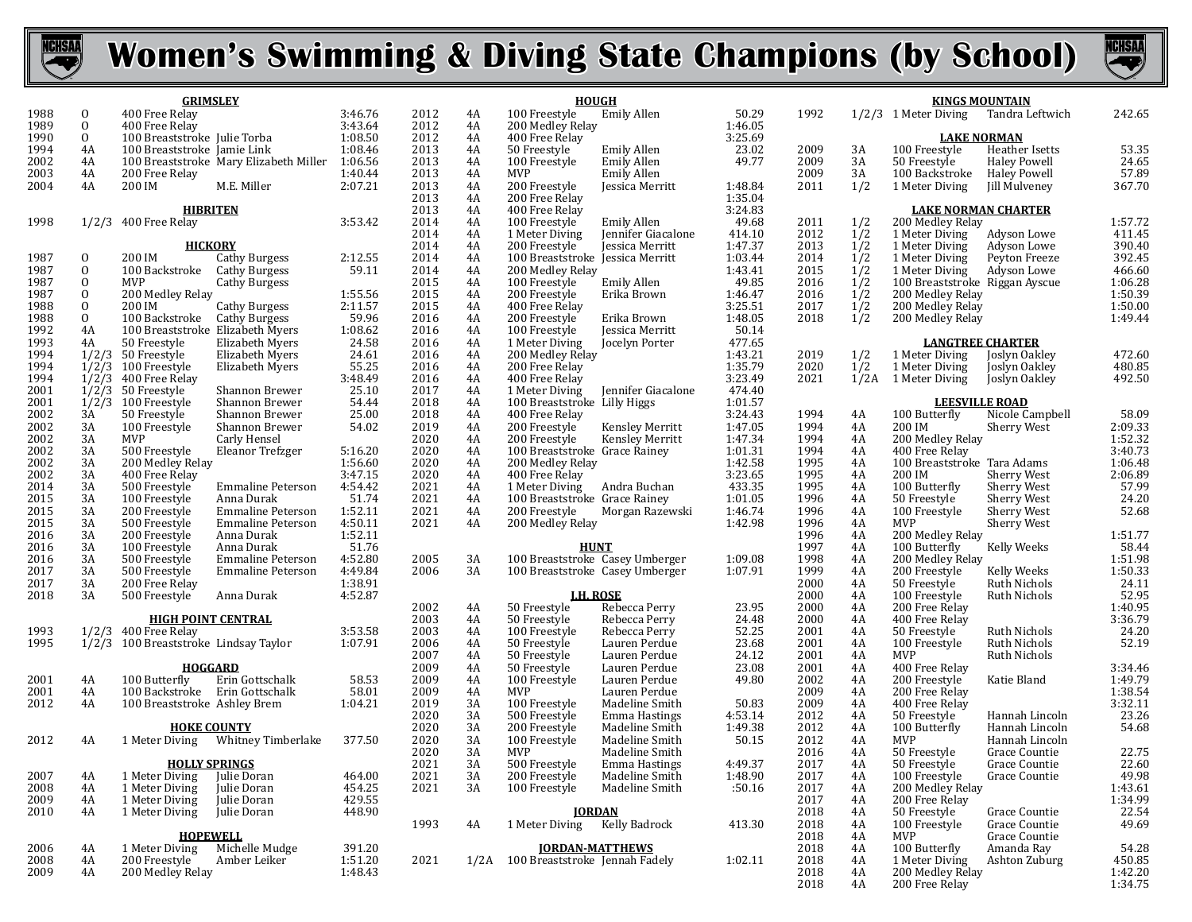# Women's Swimming & Diving State Champions (by School)

### GRIMSLEY

| Year | Class | Event | Name | Time/Score |
|---|---|---|---|---|
| 1988 | O | 400 Free Relay | | 3:46.76 |
| 1989 | O | 400 Free Relay | | 3:43.64 |
| 1990 | O | 100 Breaststroke | Julie Torba | 1:08.50 |
| 1994 | 4A | 100 Breaststroke | Jamie Link | 1:08.46 |
| 2002 | 4A | 100 Breaststroke | Mary Elizabeth Miller | 1:06.56 |
| 2003 | 4A | 200 Free Relay | | 1:40.44 |
| 2004 | 4A | 200 IM | M.E. Miller | 2:07.21 |

### HIBRITEN

| Year | Class | Event | Name | Time/Score |
|---|---|---|---|---|
| 1998 | 1/2/3 | 400 Free Relay | | 3:53.42 |

### HICKORY

| Year | Class | Event | Name | Time/Score |
|---|---|---|---|---|
| 1987 | O | 200 IM | Cathy Burgess | 2:12.55 |
| 1987 | O | 100 Backstroke | Cathy Burgess | 59.11 |
| 1987 | O | MVP | Cathy Burgess | |
| 1987 | O | 200 Medley Relay | | 1:55.56 |
| 1988 | O | 200 IM | Cathy Burgess | 2:11.57 |
| 1988 | O | 100 Backstroke | Cathy Burgess | 59.96 |
| 1992 | 4A | 100 Breaststroke | Elizabeth Myers | 1:08.62 |
| 1993 | 4A | 50 Freestyle | Elizabeth Myers | 24.58 |
| 1994 | 1/2/3 | 50 Freestyle | Elizabeth Myers | 24.61 |
| 1994 | 1/2/3 | 100 Freestyle | Elizabeth Myers | 55.25 |
| 1994 | 1/2/3 | 400 Free Relay | | 3:48.49 |
| 2001 | 1/2/3 | 50 Freestyle | Shannon Brewer | 25.10 |
| 2001 | 1/2/3 | 100 Freestyle | Shannon Brewer | 54.44 |
| 2002 | 3A | 50 Freestyle | Shannon Brewer | 25.00 |
| 2002 | 3A | 100 Freestyle | Shannon Brewer | 54.02 |
| 2002 | 3A | MVP | Carly Hensel | |
| 2002 | 3A | 500 Freestyle | Eleanor Trefzger | 5:16.20 |
| 2002 | 3A | 200 Medley Relay | | 1:56.60 |
| 2002 | 3A | 400 Free Relay | | 3:47.15 |
| 2014 | 3A | 500 Freestyle | Emmaline Peterson | 4:54.42 |
| 2015 | 3A | 100 Freestyle | Anna Durak | 51.74 |
| 2015 | 3A | 200 Freestyle | Emmaline Peterson | 1:52.11 |
| 2015 | 3A | 500 Freestyle | Emmaline Peterson | 4:50.11 |
| 2016 | 3A | 200 Freestyle | Anna Durak | 1:52.11 |
| 2016 | 3A | 100 Freestyle | Anna Durak | 51.76 |
| 2016 | 3A | 500 Freestyle | Emmaline Peterson | 4:52.80 |
| 2017 | 3A | 500 Freestyle | Emmaline Peterson | 4:49.84 |
| 2017 | 3A | 200 Free Relay | | 1:38.91 |
| 2018 | 3A | 500 Freestyle | Anna Durak | 4:52.87 |

### HIGH POINT CENTRAL

| Year | Class | Event | Name | Time/Score |
|---|---|---|---|---|
| 1993 | 1/2/3 | 400 Free Relay | | 3:53.58 |
| 1995 | 1/2/3 | 100 Breaststroke | Lindsay Taylor | 1:07.91 |

### HOGGARD

| Year | Class | Event | Name | Time/Score |
|---|---|---|---|---|
| 2001 | 4A | 100 Butterfly | Erin Gottschalk | 58.53 |
| 2001 | 4A | 100 Backstroke | Erin Gottschalk | 58.01 |
| 2012 | 4A | 100 Breaststroke | Ashley Brem | 1:04.21 |

### HOKE COUNTY

| Year | Class | Event | Name | Time/Score |
|---|---|---|---|---|
| 2012 | 4A | 1 Meter Diving | Whitney Timberlake | 377.50 |

### HOLLY SPRINGS

| Year | Class | Event | Name | Time/Score |
|---|---|---|---|---|
| 2007 | 4A | 1 Meter Diving | Julie Doran | 464.00 |
| 2008 | 4A | 1 Meter Diving | Julie Doran | 454.25 |
| 2009 | 4A | 1 Meter Diving | Julie Doran | 429.55 |
| 2010 | 4A | 1 Meter Diving | Julie Doran | 448.90 |

### HOPEWELL

| Year | Class | Event | Name | Time/Score |
|---|---|---|---|---|
| 2006 | 4A | 1 Meter Diving | Michelle Mudge | 391.20 |
| 2008 | 4A | 200 Freestyle | Amber Leiker | 1:51.20 |
| 2009 | 4A | 200 Medley Relay | | 1:48.43 |

### HOUGH

| Year | Class | Event | Name | Time/Score |
|---|---|---|---|---|
| 2012 | 4A | 100 Freestyle | Emily Allen | 50.29 |
| 2012 | 4A | 200 Medley Relay | | 1:46.05 |
| 2012 | 4A | 400 Free Relay | | 3:25.69 |
| 2013 | 4A | 50 Freestyle | Emily Allen | 23.02 |
| 2013 | 4A | 100 Freestyle | Emily Allen | 49.77 |
| 2013 | 4A | MVP | Emily Allen | |
| 2013 | 4A | 200 Freestyle | Jessica Merritt | 1:48.84 |
| 2013 | 4A | 200 Free Relay | | 1:35.04 |
| 2013 | 4A | 400 Free Relay | | 3:24.83 |
| 2014 | 4A | 100 Freestyle | Emily Allen | 49.68 |
| 2014 | 4A | 1 Meter Diving | Jennifer Giacalone | 414.10 |
| 2014 | 4A | 200 Freestyle | Jessica Merritt | 1:47.37 |
| 2014 | 4A | 100 Breaststroke | Jessica Merritt | 1:03.44 |
| 2014 | 4A | 200 Medley Relay | | 1:43.41 |
| 2015 | 4A | 100 Freestyle | Emily Allen | 49.85 |
| 2015 | 4A | 200 Freestyle | Erika Brown | 1:46.47 |
| 2015 | 4A | 400 Free Relay | | 3:25.51 |
| 2016 | 4A | 200 Freestyle | Erika Brown | 1:48.05 |
| 2016 | 4A | 100 Freestyle | Jessica Merritt | 50.14 |
| 2016 | 4A | 1 Meter Diving | Jocelyn Porter | 477.65 |
| 2016 | 4A | 200 Medley Relay | | 1:43.21 |
| 2016 | 4A | 200 Free Relay | | 1:35.79 |
| 2016 | 4A | 400 Free Relay | | 3:23.49 |
| 2017 | 4A | 1 Meter Diving | Jennifer Giacalone | 474.40 |
| 2018 | 4A | 100 Breaststroke | Lilly Higgs | 1:01.57 |
| 2018 | 4A | 400 Free Relay | | 3:24.43 |
| 2019 | 4A | 200 Freestyle | Kensley Merritt | 1:47.05 |
| 2020 | 4A | 200 Freestyle | Kensley Merritt | 1:47.34 |
| 2020 | 4A | 100 Breaststroke | Grace Rainey | 1:01.31 |
| 2020 | 4A | 200 Medley Relay | | 1:42.58 |
| 2020 | 4A | 400 Free Relay | | 3:23.65 |
| 2021 | 4A | 1 Meter Diving | Andra Buchan | 433.35 |
| 2021 | 4A | 100 Breaststroke | Grace Rainey | 1:01.05 |
| 2021 | 4A | 200 Freestyle | Morgan Razewski | 1:46.74 |
| 2021 | 4A | 200 Medley Relay | | 1:42.98 |

### HUNT

| Year | Class | Event | Name | Time/Score |
|---|---|---|---|---|
| 2005 | 3A | 100 Breaststroke | Casey Umberger | 1:09.08 |
| 2006 | 3A | 100 Breaststroke | Casey Umberger | 1:07.91 |

### J.H. ROSE

| Year | Class | Event | Name | Time/Score |
|---|---|---|---|---|
| 2002 | 4A | 50 Freestyle | Rebecca Perry | 23.95 |
| 2003 | 4A | 50 Freestyle | Rebecca Perry | 24.48 |
| 2003 | 4A | 100 Freestyle | Rebecca Perry | 52.25 |
| 2006 | 4A | 50 Freestyle | Lauren Perdue | 23.68 |
| 2007 | 4A | 50 Freestyle | Lauren Perdue | 24.12 |
| 2009 | 4A | 50 Freestyle | Lauren Perdue | 23.08 |
| 2009 | 4A | 100 Freestyle | Lauren Perdue | 49.80 |
| 2009 | 4A | MVP | Lauren Perdue | |
| 2019 | 3A | 100 Freestyle | Madeline Smith | 50.83 |
| 2020 | 3A | 500 Freestyle | Emma Hastings | 4:53.14 |
| 2020 | 3A | 200 Freestyle | Madeline Smith | 1:49.38 |
| 2020 | 3A | 100 Freestyle | Madeline Smith | 50.15 |
| 2020 | 3A | MVP | Madeline Smith | |
| 2021 | 3A | 500 Freestyle | Emma Hastings | 4:49.37 |
| 2021 | 3A | 200 Freestyle | Madeline Smith | 1:48.90 |
| 2021 | 3A | 100 Freestyle | Madeline Smith | :50.16 |

### JORDAN

| Year | Class | Event | Name | Time/Score |
|---|---|---|---|---|
| 1993 | 4A | 1 Meter Diving | Kelly Badrock | 413.30 |

### JORDAN-MATTHEWS

| Year | Class | Event | Name | Time/Score |
|---|---|---|---|---|
| 2021 | 1/2A | 100 Breaststroke | Jennah Fadely | 1:02.11 |

### KINGS MOUNTAIN

| Year | Class | Event | Name | Time/Score |
|---|---|---|---|---|
| 1992 | 1/2/3 | 1 Meter Diving | Tandra Leftwich | 242.65 |

### LAKE NORMAN

| Year | Class | Event | Name | Time/Score |
|---|---|---|---|---|
| 2009 | 3A | 100 Freestyle | Heather Isetts | 53.35 |
| 2009 | 3A | 50 Freestyle | Haley Powell | 24.65 |
| 2009 | 3A | 100 Backstroke | Haley Powell | 57.89 |
| 2011 | 1/2 | 1 Meter Diving | Jill Mulveney | 367.70 |

### LAKE NORMAN CHARTER

| Year | Class | Event | Name | Time/Score |
|---|---|---|---|---|
| 2011 | 1/2 | 200 Medley Relay | | 1:57.72 |
| 2012 | 1/2 | 1 Meter Diving | Adyson Lowe | 411.45 |
| 2013 | 1/2 | 1 Meter Diving | Adyson Lowe | 390.40 |
| 2014 | 1/2 | 1 Meter Diving | Peyton Freeze | 392.45 |
| 2015 | 1/2 | 1 Meter Diving | Adyson Lowe | 466.60 |
| 2016 | 1/2 | 100 Breaststroke | Riggan Ayscue | 1:06.28 |
| 2016 | 1/2 | 200 Medley Relay | | 1:50.39 |
| 2017 | 1/2 | 200 Medley Relay | | 1:50.00 |
| 2018 | 1/2 | 200 Medley Relay | | 1:49.44 |

### LANGTREE CHARTER

| Year | Class | Event | Name | Time/Score |
|---|---|---|---|---|
| 2019 | 1/2 | 1 Meter Diving | Joslyn Oakley | 472.60 |
| 2020 | 1/2 | 1 Meter Diving | Joslyn Oakley | 480.85 |
| 2021 | 1/2A | 1 Meter Diving | Joslyn Oakley | 492.50 |

### LEESVILLE ROAD

| Year | Class | Event | Name | Time/Score |
|---|---|---|---|---|
| 1994 | 4A | 100 Butterfly | Nicole Campbell | 58.09 |
| 1994 | 4A | 200 IM | Sherry West | 2:09.33 |
| 1994 | 4A | 200 Medley Relay | | 1:52.32 |
| 1994 | 4A | 400 Free Relay | | 3:40.73 |
| 1995 | 4A | 100 Breaststroke | Tara Adams | 1:06.48 |
| 1995 | 4A | 200 IM | Sherry West | 2:06.89 |
| 1995 | 4A | 100 Butterfly | Sherry West | 57.99 |
| 1996 | 4A | 50 Freestyle | Sherry West | 24.20 |
| 1996 | 4A | 100 Freestyle | Sherry West | 52.68 |
| 1996 | 4A | MVP | Sherry West | |
| 1996 | 4A | 200 Medley Relay | | 1:51.77 |
| 1997 | 4A | 100 Butterfly | Kelly Weeks | 58.44 |
| 1998 | 4A | 200 Medley Relay | | 1:51.98 |
| 1999 | 4A | 200 Freestyle | Kelly Weeks | 1:50.33 |
| 2000 | 4A | 50 Freestyle | Ruth Nichols | 24.11 |
| 2000 | 4A | 100 Freestyle | Ruth Nichols | 52.95 |
| 2000 | 4A | 200 Free Relay | | 1:40.95 |
| 2000 | 4A | 400 Free Relay | | 3:36.79 |
| 2001 | 4A | 50 Freestyle | Ruth Nichols | 24.20 |
| 2001 | 4A | 100 Freestyle | Ruth Nichols | 52.19 |
| 2001 | 4A | MVP | Ruth Nichols | |
| 2001 | 4A | 400 Free Relay | | 3:34.46 |
| 2002 | 4A | 200 Freestyle | Katie Bland | 1:49.79 |
| 2009 | 4A | 200 Free Relay | | 1:38.54 |
| 2009 | 4A | 400 Free Relay | | 3:32.11 |
| 2012 | 4A | 50 Freestyle | Hannah Lincoln | 23.26 |
| 2012 | 4A | 100 Butterfly | Hannah Lincoln | 54.68 |
| 2012 | 4A | MVP | Hannah Lincoln | |
| 2016 | 4A | 50 Freestyle | Grace Countie | 22.75 |
| 2017 | 4A | 50 Freestyle | Grace Countie | 22.60 |
| 2017 | 4A | 100 Freestyle | Grace Countie | 49.98 |
| 2017 | 4A | 200 Medley Relay | | 1:43.61 |
| 2017 | 4A | 200 Free Relay | | 1:34.99 |
| 2018 | 4A | 50 Freestyle | Grace Countie | 22.54 |
| 2018 | 4A | 100 Freestyle | Grace Countie | 49.69 |
| 2018 | 4A | MVP | Grace Countie | |
| 2018 | 4A | 100 Butterfly | Amanda Ray | 54.28 |
| 2018 | 4A | 1 Meter Diving | Ashton Zuburg | 450.85 |
| 2018 | 4A | 200 Medley Relay | | 1:42.20 |
| 2018 | 4A | 200 Free Relay | | 1:34.75 |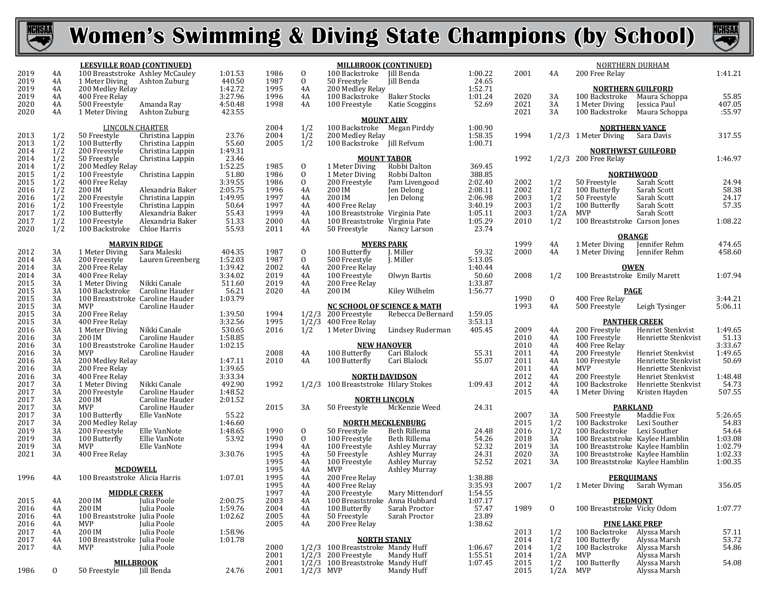# Women's Swimming & Diving State Champions (by School)

### LEESVILLE ROAD (CONTINUED)

| Year | Class | Event | Name | Time/Score |
|---|---|---|---|---|
| 2019 | 4A | 100 Breaststroke | Ashley McCauley | 1:01.53 |
| 2019 | 4A | 1 Meter Diving | Ashton Zuburg | 440.50 |
| 2019 | 4A | 200 Medley Relay | | 1:42.72 |
| 2019 | 4A | 400 Free Relay | | 3:27.96 |
| 2020 | 4A | 500 Freestyle | Amanda Ray | 4:50.48 |
| 2020 | 4A | 1 Meter Diving | Ashton Zuburg | 423.55 |

### LINCOLN CHARTER

| Year | Class | Event | Name | Time/Score |
|---|---|---|---|---|
| 2013 | 1/2 | 50 Freestyle | Christina Lappin | 23.76 |
| 2013 | 1/2 | 100 Butterfly | Christina Lappin | 55.60 |
| 2014 | 1/2 | 200 Freestyle | Christina Lappin | 1:49.31 |
| 2014 | 1/2 | 50 Freestyle | Christina Lappin | 23.46 |
| 2014 | 1/2 | 200 Medley Relay | | 1:52.25 |
| 2015 | 1/2 | 100 Freestyle | Christina Lappin | 51.80 |
| 2015 | 1/2 | 400 Free Relay | | 3:39.55 |
| 2016 | 1/2 | 200 IM | Alexandria Baker | 2:05.75 |
| 2016 | 1/2 | 200 Freestyle | Christina Lappin | 1:49.95 |
| 2016 | 1/2 | 100 Freestyle | Christina Lappin | 50.64 |
| 2017 | 1/2 | 100 Butterfly | Alexandria Baker | 55.43 |
| 2017 | 1/2 | 100 Freestyle | Alexandria Baker | 51.33 |
| 2020 | 1/2 | 100 Backstroke | Chloe Harris | 55.93 |

### MARVIN RIDGE

| Year | Class | Event | Name | Time/Score |
|---|---|---|---|---|
| 2012 | 3A | 1 Meter Diving | Sara Maleski | 404.35 |
| 2014 | 3A | 200 Freestyle | Lauren Greenberg | 1:52.03 |
| 2014 | 3A | 200 Free Relay | | 1:39.42 |
| 2014 | 3A | 400 Free Relay | | 3:34.02 |
| 2015 | 3A | 1 Meter Diving | Nikki Canale | 511.60 |
| 2015 | 3A | 100 Backstroke | Caroline Hauder | 56.21 |
| 2015 | 3A | 100 Breaststroke | Caroline Hauder | 1:03.79 |
| 2015 | 3A | MVP | Caroline Hauder | |
| 2015 | 3A | 200 Free Relay | | 1:39.50 |
| 2015 | 3A | 400 Free Relay | | 3:32.56 |
| 2016 | 3A | 1 Meter Diving | Nikki Canale | 530.65 |
| 2016 | 3A | 200 IM | Caroline Hauder | 1:58.85 |
| 2016 | 3A | 100 Breaststroke | Caroline Hauder | 1:02.15 |
| 2016 | 3A | MVP | Caroline Hauder | |
| 2016 | 3A | 200 Medley Relay | | 1:47.11 |
| 2016 | 3A | 200 Free Relay | | 1:39.65 |
| 2016 | 3A | 400 Free Relay | | 3:33.34 |
| 2017 | 3A | 1 Meter Diving | Nikki Canale | 492.90 |
| 2017 | 3A | 200 Freestyle | Caroline Hauder | 1:48.52 |
| 2017 | 3A | 200 IM | Caroline Hauder | 2:01.52 |
| 2017 | 3A | MVP | Caroline Hauder | |
| 2017 | 3A | 100 Butterfly | Elle VanNote | 55.22 |
| 2017 | 3A | 200 Medley Relay | | 1:46.60 |
| 2019 | 3A | 200 Freestyle | Elle VanNote | 1:48.65 |
| 2019 | 3A | 100 Butterfly | Ellie VanNote | 53.92 |
| 2019 | 3A | MVP | Elle VanNote | |
| 2021 | 3A | 400 Free Relay | | 3:30.76 |

### MCDOWELL

| Year | Class | Event | Name | Time/Score |
|---|---|---|---|---|
| 1996 | 4A | 100 Breaststroke | Alicia Harris | 1:07.01 |

### MIDDLE CREEK

| Year | Class | Event | Name | Time/Score |
|---|---|---|---|---|
| 2015 | 4A | 200 IM | Julia Poole | 2:00.75 |
| 2016 | 4A | 200 IM | Julia Poole | 1:59.76 |
| 2016 | 4A | 100 Breaststroke | Julia Poole | 1:02.62 |
| 2016 | 4A | MVP | Julia Poole | |
| 2017 | 4A | 200 IM | Julia Poole | 1:58.96 |
| 2017 | 4A | 100 Breaststroke | Julia Poole | 1:01.78 |
| 2017 | 4A | MVP | Julia Poole | |

### MILLBROOK

| Year | Class | Event | Name | Time/Score |
|---|---|---|---|---|
| 1986 | O | 50 Freestyle | Jill Benda | 24.76 |

### MILLBROOK (CONTINUED)

| Year | Class | Event | Name | Time/Score |
|---|---|---|---|---|
| 1986 | O | 100 Backstroke | Jill Benda | 1:00.22 |
| 1987 | O | 50 Freestyle | Jill Benda | 24.65 |
| 1995 | 4A | 200 Medley Relay | | 1:52.71 |
| 1996 | 4A | 100 Backstroke | Baker Stocks | 1:01.24 |
| 1998 | 4A | 100 Freestyle | Katie Scoggins | 52.69 |

### MOUNT AIRY

| Year | Class | Event | Name | Time/Score |
|---|---|---|---|---|
| 2004 | 1/2 | 100 Backstroke | Megan Pirddy | 1:00.90 |
| 2004 | 1/2 | 200 Medley Relay | | 1:58.35 |
| 2005 | 1/2 | 100 Backstroke | Jill Refvum | 1:00.71 |

### MOUNT TABOR

| Year | Class | Event | Name | Time/Score |
|---|---|---|---|---|
| 1985 | O | 1 Meter Diving | Robbi Dalton | 369.45 |
| 1986 | O | 1 Meter Diving | Robbi Dalton | 388.85 |
| 1986 | O | 200 Freestyle | Pam Livengood | 2:02.40 |
| 1996 | 4A | 200 IM | Jen Delong | 2:08.11 |
| 1997 | 4A | 200 IM | Jen Delong | 2:06.98 |
| 1997 | 4A | 400 Free Relay | | 3:40.19 |
| 1999 | 4A | 100 Breaststroke | Virginia Pate | 1:05.11 |
| 2000 | 4A | 100 Breaststroke | Virginia Pate | 1:05.29 |
| 2011 | 4A | 50 Freestyle | Nancy Larson | 23.74 |

### MYERS PARK

| Year | Class | Event | Name | Time/Score |
|---|---|---|---|---|
| 1987 | O | 100 Butterfly | J. Miller | 59.32 |
| 1987 | O | 500 Freestyle | J. Miller | 5:13.05 |
| 2002 | 4A | 200 Free Relay | | 1:40.44 |
| 2019 | 4A | 100 Freestyle | Olwyn Bartis | 50.60 |
| 2019 | 4A | 200 Free Relay | | 1:33.87 |
| 2020 | 4A | 200 IM | Kiley Wilhelm | 1:56.77 |

### NC SCHOOL OF SCIENCE & MATH

| Year | Class | Event | Name | Time/Score |
|---|---|---|---|---|
| 1994 | 1/2/3 | 200 Freestyle | Rebecca DeBernard | 1:59.05 |
| 1995 | 1/2/3 | 400 Free Relay | | 3:53.13 |
| 2016 | 1/2 | 1 Meter Diving | Lindsey Ruderman | 405.45 |

### NEW HANOVER

| Year | Class | Event | Name | Time/Score |
|---|---|---|---|---|
| 2008 | 4A | 100 Butterfly | Cari Blalock | 55.31 |
| 2010 | 4A | 100 Butterfly | Cari Blalock | 55.07 |

### NORTH DAVIDSON

| Year | Class | Event | Name | Time/Score |
|---|---|---|---|---|
| 1992 | 1/2/3 | 100 Breaststroke | Hilary Stokes | 1:09.43 |

### NORTH LINCOLN

| Year | Class | Event | Name | Time/Score |
|---|---|---|---|---|
| 2015 | 3A | 50 Freestyle | McKenzie Weed | 24.31 |

### NORTH MECKLENBURG

| Year | Class | Event | Name | Time/Score |
|---|---|---|---|---|
| 1990 | O | 50 Freestyle | Beth Rillema | 24.48 |
| 1990 | O | 100 Freestyle | Beth Rillema | 54.26 |
| 1994 | 4A | 100 Freestyle | Ashley Murray | 52.32 |
| 1995 | 4A | 50 Freestyle | Ashley Murray | 24.31 |
| 1995 | 4A | 100 Freestyle | Ashley Murray | 52.52 |
| 1995 | 4A | MVP | Ashley Murray | |
| 1995 | 4A | 200 Free Relay | | 1:38.88 |
| 1995 | 4A | 400 Free Relay | | 3:35.93 |
| 1997 | 4A | 200 Freestyle | Mary Mittendorf | 1:54.55 |
| 2003 | 4A | 100 Breaststroke | Anna Hubbard | 1:07.17 |
| 2004 | 4A | 100 Butterfly | Sarah Proctor | 57.47 |
| 2005 | 4A | 50 Freestyle | Sarah Proctor | 23.89 |
| 2005 | 4A | 200 Free Relay | | 1:38.62 |

### NORTH STANLY

| Year | Class | Event | Name | Time/Score |
|---|---|---|---|---|
| 2000 | 1/2/3 | 100 Breaststroke | Mandy Huff | 1:06.67 |
| 2001 | 1/2/3 | 200 Freestyle | Mandy Huff | 1:55.51 |
| 2001 | 1/2/3 | 100 Breaststroke | Mandy Huff | 1:07.45 |
| 2001 | 1/2/3 | MVP | Mandy Huff | |

### NORTHERN DURHAM

| Year | Class | Event | Name | Time/Score |
|---|---|---|---|---|
| 2001 | 4A | 200 Free Relay | | 1:41.21 |

### NORTHERN GUILFORD

| Year | Class | Event | Name | Time/Score |
|---|---|---|---|---|
| 2020 | 3A | 100 Backstroke | Maura Schoppa | 55.85 |
| 2021 | 3A | 1 Meter Diving | Jessica Paul | 407.05 |
| 2021 | 3A | 100 Backstroke | Maura Schoppa | :55.97 |

### NORTHERN VANCE

| Year | Class | Event | Name | Time/Score |
|---|---|---|---|---|
| 1994 | 1/2/3 | 1 Meter Diving | Sara Davis | 317.55 |

### NORTHWEST GUILFORD

| Year | Class | Event | Name | Time/Score |
|---|---|---|---|---|
| 1992 | 1/2/3 | 200 Free Relay | | 1:46.97 |

### NORTHWOOD

| Year | Class | Event | Name | Time/Score |
|---|---|---|---|---|
| 2002 | 1/2 | 50 Freestyle | Sarah Scott | 24.94 |
| 2002 | 1/2 | 100 Butterfly | Sarah Scott | 58.38 |
| 2003 | 1/2 | 50 Freestyle | Sarah Scott | 24.17 |
| 2003 | 1/2 | 100 Butterfly | Sarah Scott | 57.35 |
| 2003 | 1/2A | MVP | Sarah Scott | |
| 2010 | 1/2 | 100 Breaststroke | Carson Jones | 1:08.22 |

### ORANGE

| Year | Class | Event | Name | Time/Score |
|---|---|---|---|---|
| 1999 | 4A | 1 Meter Diving | Jennifer Rehm | 474.65 |
| 2000 | 4A | 1 Meter Diving | Jennifer Rehm | 458.60 |

### OWEN

| Year | Class | Event | Name | Time/Score |
|---|---|---|---|---|
| 2008 | 1/2 | 100 Breaststroke | Emily Marett | 1:07.94 |

### PAGE

| Year | Class | Event | Name | Time/Score |
|---|---|---|---|---|
| 1990 | O | 400 Free Relay | | 3:44.21 |
| 1993 | 4A | 500 Freestyle | Leigh Tysinger | 5:06.11 |

### PANTHER CREEK

| Year | Class | Event | Name | Time/Score |
|---|---|---|---|---|
| 2009 | 4A | 200 Freestyle | Henriet Stenkvist | 1:49.65 |
| 2010 | 4A | 100 Freestyle | Henriette Stenkvist | 51.13 |
| 2010 | 4A | 400 Free Relay | | 3:33.67 |
| 2011 | 4A | 200 Freestyle | Henriet Stenkvist | 1:49.65 |
| 2011 | 4A | 100 Freestyle | Henriette Stenkvist | 50.69 |
| 2011 | 4A | MVP | Henriette Stenkvist | |
| 2012 | 4A | 200 Freestyle | Henriet Stenkvist | 1:48.48 |
| 2012 | 4A | 100 Backstroke | Henriette Stenkvist | 54.73 |
| 2015 | 4A | 1 Meter Diving | Kristen Hayden | 507.55 |

### PARKLAND

| Year | Class | Event | Name | Time/Score |
|---|---|---|---|---|
| 2007 | 3A | 500 Freestyle | Maddie Fox | 5:26.65 |
| 2015 | 1/2 | 100 Backstroke | Lexi Souther | 54.83 |
| 2016 | 1/2 | 100 Backstroke | Lexi Souther | 54.64 |
| 2018 | 3A | 100 Breaststroke | Kaylee Hamblin | 1:03.08 |
| 2019 | 3A | 100 Breaststroke | Kaylee Hamblin | 1:02.79 |
| 2020 | 3A | 100 Breaststroke | Kaylee Hamblin | 1:02.33 |
| 2021 | 3A | 100 Breaststroke | Kaylee Hamblin | 1:00.35 |

### PERQUIMANS

| Year | Class | Event | Name | Time/Score |
|---|---|---|---|---|
| 2007 | 1/2 | 1 Meter Diving | Sarah Wyman | 356.05 |

### PIEDMONT

| Year | Class | Event | Name | Time/Score |
|---|---|---|---|---|
| 1989 | O | 100 Breaststroke | Vicky Odom | 1:07.77 |

### PINE LAKE PREP

| Year | Class | Event | Name | Time/Score |
|---|---|---|---|---|
| 2013 | 1/2 | 100 Backstroke | Alyssa Marsh | 57.11 |
| 2014 | 1/2 | 100 Butterfly | Alyssa Marsh | 53.72 |
| 2014 | 1/2 | 100 Backstroke | Alyssa Marsh | 54.86 |
| 2014 | 1/2A | MVP | Alyssa Marsh | |
| 2015 | 1/2 | 100 Butterfly | Alyssa Marsh | 54.08 |
| 2015 | 1/2A | MVP | Alyssa Marsh | |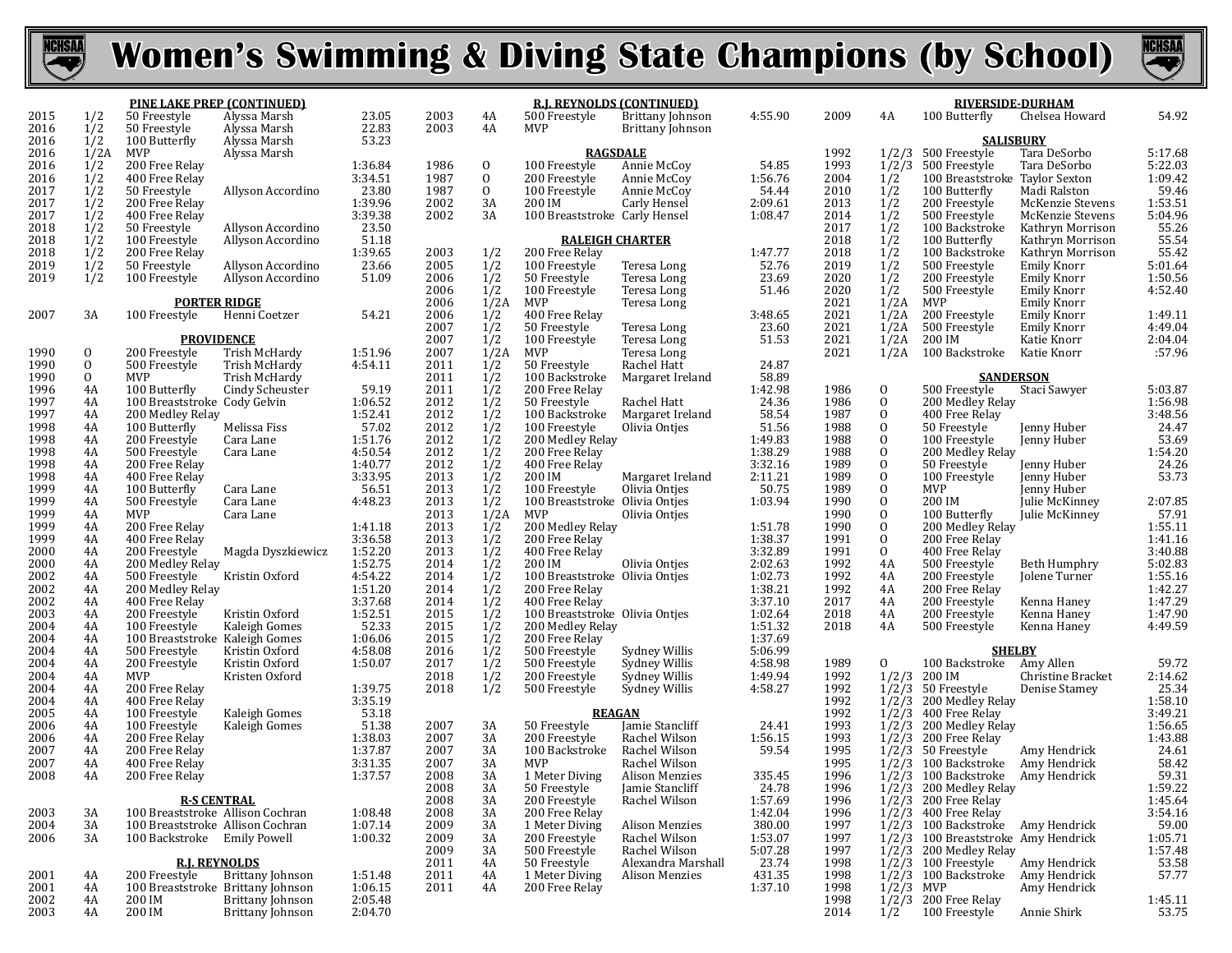# Women's Swimming & Diving State Champions (by School)

### PINE LAKE PREP (CONTINUED)

| Year | Class | Event | Name | Time |
|---|---|---|---|---|
| 2015 | 1/2 | 50 Freestyle | Alyssa Marsh | 23.05 |
| 2016 | 1/2 | 50 Freestyle | Alyssa Marsh | 22.83 |
| 2016 | 1/2 | 100 Butterfly | Alyssa Marsh | 53.23 |
| 2016 | 1/2A | MVP | Alyssa Marsh | |
| 2016 | 1/2 | 200 Free Relay | | 1:36.84 |
| 2016 | 1/2 | 400 Free Relay | | 3:34.51 |
| 2017 | 1/2 | 50 Freestyle | Allyson Accordino | 23.80 |
| 2017 | 1/2 | 200 Free Relay | | 1:39.96 |
| 2017 | 1/2 | 400 Free Relay | | 3:39.38 |
| 2018 | 1/2 | 50 Freestyle | Allyson Accordino | 23.50 |
| 2018 | 1/2 | 100 Freestyle | Allyson Accordino | 51.18 |
| 2018 | 1/2 | 200 Free Relay | | 1:39.65 |
| 2019 | 1/2 | 50 Freestyle | Allyson Accordino | 23.66 |
| 2019 | 1/2 | 100 Freestyle | Allyson Accordino | 51.09 |

### PORTER RIDGE

| Year | Class | Event | Name | Time |
|---|---|---|---|---|
| 2007 | 3A | 100 Freestyle | Henni Coetzer | 54.21 |

### PROVIDENCE

| Year | Class | Event | Name | Time |
|---|---|---|---|---|
| 1990 | O | 200 Freestyle | Trish McHardy | 1:51.96 |
| 1990 | O | 500 Freestyle | Trish McHardy | 4:54.11 |
| 1990 | O | MVP | Trish McHardy | |
| 1996 | 4A | 100 Butterfly | Cindy Scheuster | 59.19 |
| 1997 | 4A | 100 Breaststroke | Cody Gelvin | 1:06.52 |
| 1997 | 4A | 200 Medley Relay | | 1:52.41 |
| 1998 | 4A | 100 Butterfly | Melissa Fiss | 57.02 |
| 1998 | 4A | 200 Freestyle | Cara Lane | 1:51.76 |
| 1998 | 4A | 500 Freestyle | Cara Lane | 4:50.54 |
| 1998 | 4A | 200 Free Relay | | 1:40.77 |
| 1998 | 4A | 400 Free Relay | | 3:33.95 |
| 1999 | 4A | 100 Butterfly | Cara Lane | 56.51 |
| 1999 | 4A | 500 Freestyle | Cara Lane | 4:48.23 |
| 1999 | 4A | MVP | Cara Lane | |
| 1999 | 4A | 200 Free Relay | | 1:41.18 |
| 1999 | 4A | 400 Free Relay | | 3:36.58 |
| 2000 | 4A | 200 Freestyle | Magda Dyszkiewicz | 1:52.20 |
| 2000 | 4A | 200 Medley Relay | | 1:52.75 |
| 2002 | 4A | 500 Freestyle | Kristin Oxford | 4:54.22 |
| 2002 | 4A | 200 Medley Relay | | 1:51.20 |
| 2002 | 4A | 400 Free Relay | | 3:37.68 |
| 2003 | 4A | 200 Freestyle | Kristin Oxford | 1:52.51 |
| 2004 | 4A | 100 Freestyle | Kaleigh Gomes | 52.33 |
| 2004 | 4A | 100 Breaststroke | Kaleigh Gomes | 1:06.06 |
| 2004 | 4A | 500 Freestyle | Kristin Oxford | 4:58.08 |
| 2004 | 4A | 200 Freestyle | Kristin Oxford | 1:50.07 |
| 2004 | 4A | MVP | Kristen Oxford | |
| 2004 | 4A | 200 Free Relay | | 1:39.75 |
| 2004 | 4A | 400 Free Relay | | 3:35.19 |
| 2005 | 4A | 100 Freestyle | Kaleigh Gomes | 53.18 |
| 2006 | 4A | 100 Freestyle | Kaleigh Gomes | 51.38 |
| 2006 | 4A | 200 Free Relay | | 1:38.03 |
| 2007 | 4A | 200 Free Relay | | 1:37.87 |
| 2007 | 4A | 400 Free Relay | | 3:31.35 |
| 2008 | 4A | 200 Free Relay | | 1:37.57 |

### R-S CENTRAL

| Year | Class | Event | Name | Time |
|---|---|---|---|---|
| 2003 | 3A | 100 Breaststroke | Allison Cochran | 1:08.48 |
| 2004 | 3A | 100 Breaststroke | Allison Cochran | 1:07.14 |
| 2006 | 3A | 100 Backstroke | Emily Powell | 1:00.32 |

### R.J. REYNOLDS

| Year | Class | Event | Name | Time |
|---|---|---|---|---|
| 2001 | 4A | 200 Freestyle | Brittany Johnson | 1:51.48 |
| 2001 | 4A | 100 Breaststroke | Brittany Johnson | 1:06.15 |
| 2002 | 4A | 200 IM | Brittany Johnson | 2:05.48 |
| 2003 | 4A | 200 IM | Brittany Johnson | 2:04.70 |
| 2003 | 4A | 500 Freestyle | Brittany Johnson | 4:55.90 |
| 2003 | 4A | MVP | Brittany Johnson | |

### RAGSDALE

| Year | Class | Event | Name | Time |
|---|---|---|---|---|
| 1986 | O | 100 Freestyle | Annie McCoy | 54.85 |
| 1987 | O | 200 Freestyle | Annie McCoy | 1:56.76 |
| 1987 | O | 100 Freestyle | Annie McCoy | 54.44 |
| 2002 | 3A | 200 IM | Carly Hensel | 2:09.61 |
| 2002 | 3A | 100 Breaststroke | Carly Hensel | 1:08.47 |

### RALEIGH CHARTER

| Year | Class | Event | Name | Time |
|---|---|---|---|---|
| 2003 | 1/2 | 200 Free Relay | | 1:47.77 |
| 2005 | 1/2 | 100 Freestyle | Teresa Long | 52.76 |
| 2006 | 1/2 | 50 Freestyle | Teresa Long | 23.69 |
| 2006 | 1/2 | 100 Freestyle | Teresa Long | 51.46 |
| 2006 | 1/2A | MVP | Teresa Long | |
| 2006 | 1/2 | 400 Free Relay | | 3:48.65 |
| 2007 | 1/2 | 50 Freestyle | Teresa Long | 23.60 |
| 2007 | 1/2 | 100 Freestyle | Teresa Long | 51.53 |
| 2007 | 1/2A | MVP | Teresa Long | |
| 2011 | 1/2 | 50 Freestyle | Rachel Hatt | 24.87 |
| 2011 | 1/2 | 100 Backstroke | Margaret Ireland | 58.89 |
| 2011 | 1/2 | 200 Free Relay | | 1:42.98 |
| 2012 | 1/2 | 50 Freestyle | Rachel Hatt | 24.36 |
| 2012 | 1/2 | 100 Backstroke | Margaret Ireland | 58.54 |
| 2012 | 1/2 | 100 Freestyle | Olivia Ontjes | 51.56 |
| 2012 | 1/2 | 200 Medley Relay | | 1:49.83 |
| 2012 | 1/2 | 200 Free Relay | | 1:38.29 |
| 2012 | 1/2 | 400 Free Relay | | 3:32.16 |
| 2013 | 1/2 | 200 IM | Margaret Ireland | 2:11.21 |
| 2013 | 1/2 | 100 Freestyle | Olivia Ontjes | 50.75 |
| 2013 | 1/2 | 100 Breaststroke | Olivia Ontjes | 1:03.94 |
| 2013 | 1/2A | MVP | Olivia Ontjes | |
| 2013 | 1/2 | 200 Medley Relay | | 1:51.78 |
| 2013 | 1/2 | 200 Free Relay | | 1:38.37 |
| 2013 | 1/2 | 400 Free Relay | | 3:32.89 |
| 2014 | 1/2 | 200 IM | Olivia Ontjes | 2:02.63 |
| 2014 | 1/2 | 100 Breaststroke | Olivia Ontjes | 1:02.73 |
| 2014 | 1/2 | 200 Free Relay | | 1:38.21 |
| 2014 | 1/2 | 400 Free Relay | | 3:37.10 |
| 2015 | 1/2 | 100 Breaststroke | Olivia Ontjes | 1:02.64 |
| 2015 | 1/2 | 200 Medley Relay | | 1:51.32 |
| 2015 | 1/2 | 200 Free Relay | | 1:37.69 |
| 2016 | 1/2 | 500 Freestyle | Sydney Willis | 5:06.99 |
| 2017 | 1/2 | 500 Freestyle | Sydney Willis | 4:58.98 |
| 2018 | 1/2 | 200 Freestyle | Sydney Willis | 1:49.94 |
| 2018 | 1/2 | 500 Freestyle | Sydney Willis | 4:58.27 |

### REAGAN

| Year | Class | Event | Name | Time |
|---|---|---|---|---|
| 2007 | 3A | 50 Freestyle | Jamie Stancliff | 24.41 |
| 2007 | 3A | 200 Freestyle | Rachel Wilson | 1:56.15 |
| 2007 | 3A | 100 Backstroke | Rachel Wilson | 59.54 |
| 2007 | 3A | MVP | Rachel Wilson | |
| 2008 | 3A | 1 Meter Diving | Alison Menzies | 335.45 |
| 2008 | 3A | 50 Freestyle | Jamie Stancliff | 24.78 |
| 2008 | 3A | 200 Freestyle | Rachel Wilson | 1:57.69 |
| 2008 | 3A | 200 Free Relay | | 1:42.04 |
| 2009 | 3A | 1 Meter Diving | Alison Menzies | 380.00 |
| 2009 | 3A | 200 Freestyle | Rachel Wilson | 1:53.07 |
| 2009 | 3A | 500 Freestyle | Rachel Wilson | 5:07.28 |
| 2011 | 4A | 50 Freestyle | Alexandra Marshall | 23.74 |
| 2011 | 4A | 1 Meter Diving | Alison Menzies | 431.35 |
| 2011 | 4A | 200 Free Relay | | 1:37.10 |

### RIVERSIDE-DURHAM

| Year | Class | Event | Name | Time |
|---|---|---|---|---|
| 2009 | 4A | 100 Butterfly | Chelsea Howard | 54.92 |

### SALISBURY

| Year | Class | Event | Name | Time |
|---|---|---|---|---|
| 1992 | 1/2/3 | 500 Freestyle | Tara DeSorbo | 5:17.68 |
| 1993 | 1/2/3 | 500 Freestyle | Tara DeSorbo | 5:22.03 |
| 2004 | 1/2 | 100 Breaststroke | Taylor Sexton | 1:09.42 |
| 2010 | 1/2 | 100 Butterfly | Madi Ralston | 59.46 |
| 2013 | 1/2 | 200 Freestyle | McKenzie Stevens | 1:53.51 |
| 2014 | 1/2 | 500 Freestyle | McKenzie Stevens | 5:04.96 |
| 2017 | 1/2 | 100 Backstroke | Kathryn Morrison | 55.26 |
| 2018 | 1/2 | 100 Butterfly | Kathryn Morrison | 55.54 |
| 2018 | 1/2 | 100 Backstroke | Kathryn Morrison | 55.42 |
| 2019 | 1/2 | 500 Freestyle | Emily Knorr | 5:01.64 |
| 2020 | 1/2 | 200 Freestyle | Emily Knorr | 1:50.56 |
| 2020 | 1/2 | 500 Freestyle | Emily Knorr | 4:52.40 |
| 2021 | 1/2A | MVP | Emily Knorr | |
| 2021 | 1/2A | 200 Freestyle | Emily Knorr | 1:49.11 |
| 2021 | 1/2A | 500 Freestyle | Emily Knorr | 4:49.04 |
| 2021 | 1/2A | 200 IM | Katie Knorr | 2:04.04 |
| 2021 | 1/2A | 100 Backstroke | Katie Knorr | :57.96 |

### SANDERSON

| Year | Class | Event | Name | Time |
|---|---|---|---|---|
| 1986 | O | 500 Freestyle | Staci Sawyer | 5:03.87 |
| 1986 | O | 200 Medley Relay | | 1:56.98 |
| 1987 | O | 400 Free Relay | | 3:48.56 |
| 1988 | O | 50 Freestyle | Jenny Huber | 24.47 |
| 1988 | O | 100 Freestyle | Jenny Huber | 53.69 |
| 1988 | O | 200 Medley Relay | | 1:54.20 |
| 1989 | O | 50 Freestyle | Jenny Huber | 24.26 |
| 1989 | O | 100 Freestyle | Jenny Huber | 53.73 |
| 1989 | O | MVP | Jenny Huber | |
| 1990 | O | 200 IM | Julie McKinney | 2:07.85 |
| 1990 | O | 100 Butterfly | Julie McKinney | 57.91 |
| 1990 | O | 200 Medley Relay | | 1:55.11 |
| 1991 | O | 200 Free Relay | | 1:41.16 |
| 1991 | O | 400 Free Relay | | 3:40.88 |
| 1992 | 4A | 500 Freestyle | Beth Humphry | 5:02.83 |
| 1992 | 4A | 200 Freestyle | Jolene Turner | 1:55.16 |
| 1992 | 4A | 200 Free Relay | | 1:42.27 |
| 2017 | 4A | 200 Freestyle | Kenna Haney | 1:47.29 |
| 2018 | 4A | 200 Freestyle | Kenna Haney | 1:47.90 |
| 2018 | 4A | 500 Freestyle | Kenna Haney | 4:49.59 |

### SHELBY

| Year | Class | Event | Name | Time |
|---|---|---|---|---|
| 1989 | O | 100 Backstroke | Amy Allen | 59.72 |
| 1992 | 1/2/3 | 200 IM | Christine Bracket | 2:14.62 |
| 1992 | 1/2/3 | 50 Freestyle | Denise Stamey | 25.34 |
| 1992 | 1/2/3 | 200 Medley Relay | | 1:58.10 |
| 1992 | 1/2/3 | 400 Free Relay | | 3:49.21 |
| 1993 | 1/2/3 | 200 Medley Relay | | 1:56.65 |
| 1993 | 1/2/3 | 200 Free Relay | | 1:43.88 |
| 1995 | 1/2/3 | 50 Freestyle | Amy Hendrick | 24.61 |
| 1995 | 1/2/3 | 100 Backstroke | Amy Hendrick | 58.42 |
| 1996 | 1/2/3 | 100 Backstroke | Amy Hendrick | 59.31 |
| 1996 | 1/2/3 | 200 Medley Relay | | 1:59.22 |
| 1996 | 1/2/3 | 200 Free Relay | | 1:45.64 |
| 1996 | 1/2/3 | 400 Free Relay | | 3:54.16 |
| 1997 | 1/2/3 | 100 Backstroke | Amy Hendrick | 59.00 |
| 1997 | 1/2/3 | 100 Breaststroke | Amy Hendrick | 1:05.71 |
| 1997 | 1/2/3 | 200 Medley Relay | | 1:57.48 |
| 1998 | 1/2/3 | 100 Freestyle | Amy Hendrick | 53.58 |
| 1998 | 1/2/3 | 100 Backstroke | Amy Hendrick | 57.77 |
| 1998 | 1/2/3 | MVP | Amy Hendrick | |
| 1998 | 1/2/3 | 200 Free Relay | | 1:45.11 |
| 2014 | 1/2 | 100 Freestyle | Annie Shirk | 53.75 |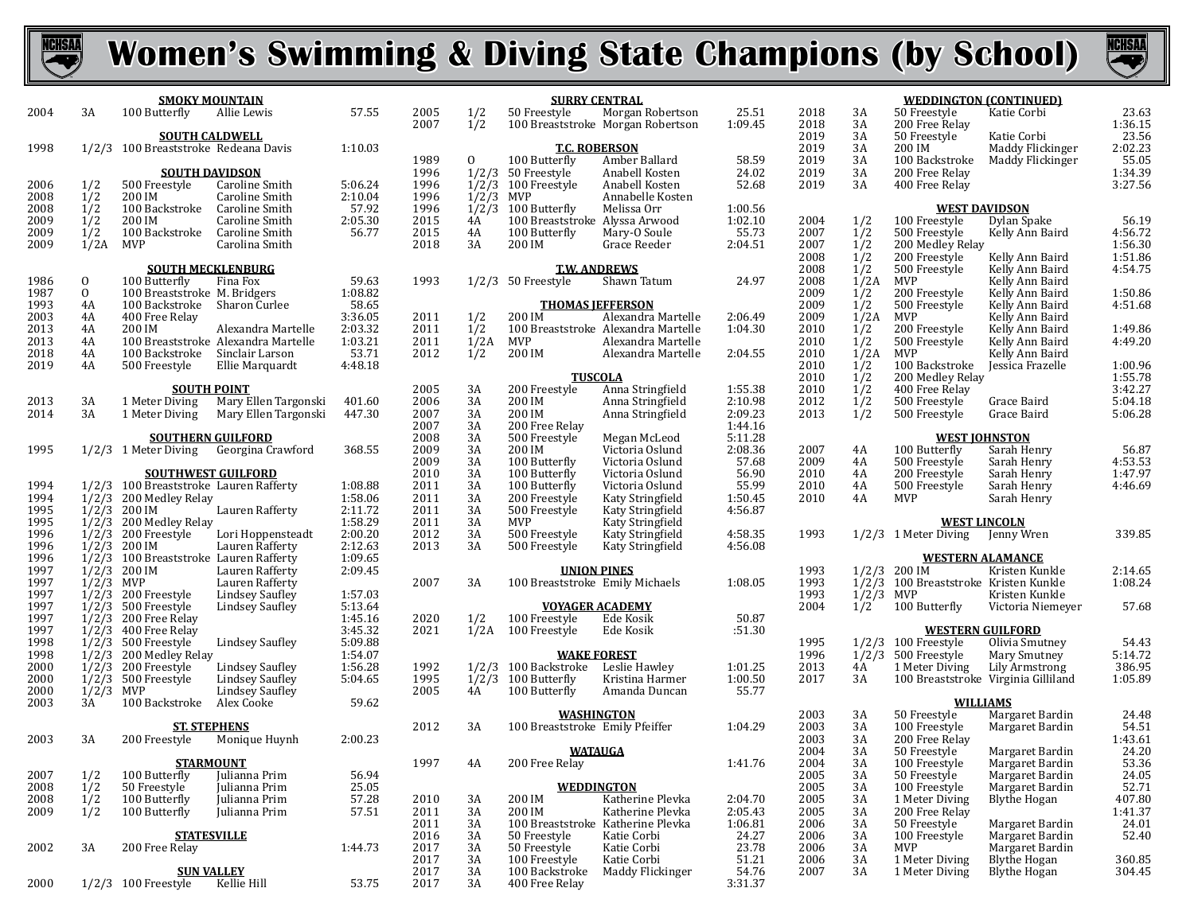# Women's Swimming & Diving State Champions (by School)

### SMOKY MOUNTAIN

| | | | | |
|---|---|---|---|---|
| 2004 | 3A | 100 Butterfly | Allie Lewis | 57.55 |

### SOUTH CALDWELL

| | | | | |
|---|---|---|---|---|
| 1998 | 1/2/3 | 100 Breaststroke | Redeana Davis | 1:10.03 |

### SOUTH DAVIDSON

| | | | | |
|---|---|---|---|---|
| 2006 | 1/2 | 500 Freestyle | Caroline Smith | 5:06.24 |
| 2008 | 1/2 | 200 IM | Caroline Smith | 2:10.04 |
| 2008 | 1/2 | 100 Backstroke | Caroline Smith | 57.92 |
| 2009 | 1/2 | 200 IM | Caroline Smith | 2:05.30 |
| 2009 | 1/2 | 100 Backstroke | Caroline Smith | 56.77 |
| 2009 | 1/2A | MVP | Carolina Smith | |

### SOUTH MECKLENBURG

| | | | | |
|---|---|---|---|---|
| 1986 | O | 100 Butterfly | Fina Fox | 59.63 |
| 1987 | O | 100 Breaststroke | M. Bridgers | 1:08.82 |
| 1993 | 4A | 100 Backstroke | Sharon Curlee | 58.65 |
| 2003 | 4A | 400 Free Relay | | 3:36.05 |
| 2013 | 4A | 200 IM | Alexandra Martelle | 2:03.32 |
| 2013 | 4A | 100 Breaststroke | Alexandra Martelle | 1:03.21 |
| 2018 | 4A | 100 Backstroke | Sinclair Larson | 53.71 |
| 2019 | 4A | 500 Freestyle | Ellie Marquardt | 4:48.18 |

### SOUTH POINT

| | | | | |
|---|---|---|---|---|
| 2013 | 3A | 1 Meter Diving | Mary Ellen Targonski | 401.60 |
| 2014 | 3A | 1 Meter Diving | Mary Ellen Targonski | 447.30 |

### SOUTHERN GUILFORD

| | | | | |
|---|---|---|---|---|
| 1995 | 1/2/3 | 1 Meter Diving | Georgina Crawford | 368.55 |

### SOUTHWEST GUILFORD

| | | | | |
|---|---|---|---|---|
| 1994 | 1/2/3 | 100 Breaststroke | Lauren Rafferty | 1:08.88 |
| 1994 | 1/2/3 | 200 Medley Relay | | 1:58.06 |
| 1995 | 1/2/3 | 200 IM | Lauren Rafferty | 2:11.72 |
| 1995 | 1/2/3 | 200 Medley Relay | | 1:58.29 |
| 1996 | 1/2/3 | 200 Freestyle | Lori Hoppensteadt | 2:00.20 |
| 1996 | 1/2/3 | 200 IM | Lauren Rafferty | 2:12.63 |
| 1996 | 1/2/3 | 100 Breaststroke | Lauren Rafferty | 1:09.65 |
| 1997 | 1/2/3 | 200 IM | Lauren Rafferty | 2:09.45 |
| 1997 | 1/2/3 | MVP | Lauren Rafferty | |
| 1997 | 1/2/3 | 200 Freestyle | Lindsey Saufley | 1:57.03 |
| 1997 | 1/2/3 | 500 Freestyle | Lindsey Saufley | 5:13.64 |
| 1997 | 1/2/3 | 200 Free Relay | | 1:45.16 |
| 1997 | 1/2/3 | 400 Free Relay | | 3:45.32 |
| 1998 | 1/2/3 | 500 Freestyle | Lindsey Saufley | 5:09.88 |
| 1998 | 1/2/3 | 200 Medley Relay | | 1:54.07 |
| 2000 | 1/2/3 | 200 Freestyle | Lindsey Saufley | 1:56.28 |
| 2000 | 1/2/3 | 500 Freestyle | Lindsey Saufley | 5:04.65 |
| 2000 | 1/2/3 | MVP | Lindsey Saufley | |
| 2003 | 3A | 100 Backstroke | Alex Cooke | 59.62 |

### ST. STEPHENS

| | | | | |
|---|---|---|---|---|
| 2003 | 3A | 200 Freestyle | Monique Huynh | 2:00.23 |

### STARMOUNT

| | | | | |
|---|---|---|---|---|
| 2007 | 1/2 | 100 Butterfly | Julianna Prim | 56.94 |
| 2008 | 1/2 | 50 Freestyle | Julianna Prim | 25.05 |
| 2008 | 1/2 | 100 Butterfly | Julianna Prim | 57.28 |
| 2009 | 1/2 | 100 Butterfly | Julianna Prim | 57.51 |

### STATESVILLE

| | | | | |
|---|---|---|---|---|
| 2002 | 3A | 200 Free Relay | | 1:44.73 |

### SUN VALLEY

| | | | | |
|---|---|---|---|---|
| 2000 | 1/2/3 | 100 Freestyle | Kellie Hill | 53.75 |

### SURRY CENTRAL

| | | | | |
|---|---|---|---|---|
| 2005 | 1/2 | 50 Freestyle | Morgan Robertson | 25.51 |
| 2007 | 1/2 | 100 Breaststroke | Morgan Robertson | 1:09.45 |

### T.C. ROBERSON

| | | | | |
|---|---|---|---|---|
| 1989 | O | 100 Butterfly | Amber Ballard | 58.59 |
| 1996 | 1/2/3 | 50 Freestyle | Anabell Kosten | 24.02 |
| 1996 | 1/2/3 | 100 Freestyle | Anabell Kosten | 52.68 |
| 1996 | 1/2/3 | MVP | Annabelle Kosten | |
| 1996 | 1/2/3 | 100 Butterfly | Melissa Orr | 1:00.56 |
| 2015 | 4A | 100 Breaststroke | Alyssa Arwood | 1:02.10 |
| 2015 | 4A | 100 Butterfly | Mary-O Soule | 55.73 |
| 2018 | 3A | 200 IM | Grace Reeder | 2:04.51 |

### T.W. ANDREWS

| | | | | |
|---|---|---|---|---|
| 1993 | 1/2/3 | 50 Freestyle | Shawn Tatum | 24.97 |

### THOMAS JEFFERSON

| | | | | |
|---|---|---|---|---|
| 2011 | 1/2 | 200 IM | Alexandra Martelle | 2:06.49 |
| 2011 | 1/2 | 100 Breaststroke | Alexandra Martelle | 1:04.30 |
| 2011 | 1/2A | MVP | Alexandra Martelle | |
| 2012 | 1/2 | 200 IM | Alexandra Martelle | 2:04.55 |

### TUSCOLA

| | | | | |
|---|---|---|---|---|
| 2005 | 3A | 200 Freestyle | Anna Stringfield | 1:55.38 |
| 2006 | 3A | 200 IM | Anna Stringfield | 2:10.98 |
| 2007 | 3A | 200 IM | Anna Stringfield | 2:09.23 |
| 2007 | 3A | 200 Free Relay | | 1:44.16 |
| 2008 | 3A | 500 Freestyle | Megan McLeod | 5:11.28 |
| 2009 | 3A | 200 IM | Victoria Oslund | 2:08.36 |
| 2009 | 3A | 100 Butterfly | Victoria Oslund | 57.68 |
| 2010 | 3A | 100 Butterfly | Victoria Oslund | 56.90 |
| 2011 | 3A | 100 Butterfly | Victoria Oslund | 55.99 |
| 2011 | 3A | 200 Freestyle | Katy Stringfield | 1:50.45 |
| 2011 | 3A | 500 Freestyle | Katy Stringfield | 4:56.87 |
| 2011 | 3A | MVP | Katy Stringfield | |
| 2012 | 3A | 500 Freestyle | Katy Stringfield | 4:58.35 |
| 2013 | 3A | 500 Freestyle | Katy Stringfield | 4:56.08 |

### UNION PINES

| | | | | |
|---|---|---|---|---|
| 2007 | 3A | 100 Breaststroke | Emily Michaels | 1:08.05 |

### VOYAGER ACADEMY

| | | | | |
|---|---|---|---|---|
| 2020 | 1/2 | 100 Freestyle | Ede Kosik | 50.87 |
| 2021 | 1/2A | 100 Freestyle | Ede Kosik | :51.30 |

### WAKE FOREST

| | | | | |
|---|---|---|---|---|
| 1992 | 1/2/3 | 100 Backstroke | Leslie Hawley | 1:01.25 |
| 1995 | 1/2/3 | 100 Butterfly | Kristina Harmer | 1:00.50 |
| 2005 | 4A | 100 Butterfly | Amanda Duncan | 55.77 |

### WASHINGTON

| | | | | |
|---|---|---|---|---|
| 2012 | 3A | 100 Breaststroke | Emily Pfeiffer | 1:04.29 |

### WATAUGA

| | | | | |
|---|---|---|---|---|
| 1997 | 4A | 200 Free Relay | | 1:41.76 |

### WEDDINGTON

| | | | | |
|---|---|---|---|---|
| 2010 | 3A | 200 IM | Katherine Plevka | 2:04.70 |
| 2011 | 3A | 200 IM | Katherine Plevka | 2:05.43 |
| 2011 | 3A | 100 Breaststroke | Katherine Plevka | 1:06.81 |
| 2016 | 3A | 50 Freestyle | Katie Corbi | 24.27 |
| 2017 | 3A | 50 Freestyle | Katie Corbi | 23.78 |
| 2017 | 3A | 100 Freestyle | Katie Corbi | 51.21 |
| 2017 | 3A | 100 Backstroke | Maddy Flickinger | 54.76 |
| 2017 | 3A | 400 Free Relay | | 3:31.37 |

### WEDDINGTON (CONTINUED)

| | | | | |
|---|---|---|---|---|
| 2018 | 3A | 50 Freestyle | Katie Corbi | 23.63 |
| 2018 | 3A | 200 Free Relay | | 1:36.15 |
| 2019 | 3A | 50 Freestyle | Katie Corbi | 23.56 |
| 2019 | 3A | 200 IM | Maddy Flickinger | 2:02.23 |
| 2019 | 3A | 100 Backstroke | Maddy Flickinger | 55.05 |
| 2019 | 3A | 200 Free Relay | | 1:34.39 |
| 2019 | 3A | 400 Free Relay | | 3:27.56 |

### WEST DAVIDSON

| | | | | |
|---|---|---|---|---|
| 2004 | 1/2 | 100 Freestyle | Dylan Spake | 56.19 |
| 2007 | 1/2 | 500 Freestyle | Kelly Ann Baird | 4:56.72 |
| 2007 | 1/2 | 200 Medley Relay | | 1:56.30 |
| 2008 | 1/2 | 200 Freestyle | Kelly Ann Baird | 1:51.86 |
| 2008 | 1/2 | 500 Freestyle | Kelly Ann Baird | 4:54.75 |
| 2008 | 1/2A | MVP | Kelly Ann Baird | |
| 2009 | 1/2 | 200 Freestyle | Kelly Ann Baird | 1:50.86 |
| 2009 | 1/2 | 500 Freestyle | Kelly Ann Baird | 4:51.68 |
| 2009 | 1/2A | MVP | Kelly Ann Baird | |
| 2010 | 1/2 | 200 Freestyle | Kelly Ann Baird | 1:49.86 |
| 2010 | 1/2 | 500 Freestyle | Kelly Ann Baird | 4:49.20 |
| 2010 | 1/2A | MVP | Kelly Ann Baird | |
| 2010 | 1/2 | 100 Backstroke | Jessica Frazelle | 1:00.96 |
| 2010 | 1/2 | 200 Medley Relay | | 1:55.78 |
| 2010 | 1/2 | 400 Free Relay | | 3:42.27 |
| 2012 | 1/2 | 500 Freestyle | Grace Baird | 5:04.18 |
| 2013 | 1/2 | 500 Freestyle | Grace Baird | 5:06.28 |

### WEST JOHNSTON

| | | | | |
|---|---|---|---|---|
| 2007 | 4A | 100 Butterfly | Sarah Henry | 56.87 |
| 2009 | 4A | 500 Freestyle | Sarah Henry | 4:53.53 |
| 2010 | 4A | 200 Freestyle | Sarah Henry | 1:47.97 |
| 2010 | 4A | 500 Freestyle | Sarah Henry | 4:46.69 |
| 2010 | 4A | MVP | Sarah Henry | |

### WEST LINCOLN

| | | | | |
|---|---|---|---|---|
| 1993 | 1/2/3 | 1 Meter Diving | Jenny Wren | 339.85 |

### WESTERN ALAMANCE

| | | | | |
|---|---|---|---|---|
| 1993 | 1/2/3 | 200 IM | Kristen Kunkle | 2:14.65 |
| 1993 | 1/2/3 | 100 Breaststroke | Kristen Kunkle | 1:08.24 |
| 1993 | 1/2/3 | MVP | Kristen Kunkle | |
| 2004 | 1/2 | 100 Butterfly | Victoria Niemeyer | 57.68 |

### WESTERN GUILFORD

| | | | | |
|---|---|---|---|---|
| 1995 | 1/2/3 | 100 Freestyle | Olivia Smutney | 54.43 |
| 1996 | 1/2/3 | 500 Freestyle | Mary Smutney | 5:14.72 |
| 2013 | 4A | 1 Meter Diving | Lily Armstrong | 386.95 |
| 2017 | 3A | 100 Breaststroke | Virginia Gilliland | 1:05.89 |

### WILLIAMS

| | | | | |
|---|---|---|---|---|
| 2003 | 3A | 50 Freestyle | Margaret Bardin | 24.48 |
| 2003 | 3A | 100 Freestyle | Margaret Bardin | 54.51 |
| 2003 | 3A | 200 Free Relay | | 1:43.61 |
| 2004 | 3A | 50 Freestyle | Margaret Bardin | 24.20 |
| 2004 | 3A | 100 Freestyle | Margaret Bardin | 53.36 |
| 2005 | 3A | 50 Freestyle | Margaret Bardin | 24.05 |
| 2005 | 3A | 100 Freestyle | Margaret Bardin | 52.71 |
| 2005 | 3A | 1 Meter Diving | Blythe Hogan | 407.80 |
| 2005 | 3A | 200 Free Relay | | 1:41.37 |
| 2006 | 3A | 50 Freestyle | Margaret Bardin | 24.01 |
| 2006 | 3A | 100 Freestyle | Margaret Bardin | 52.40 |
| 2006 | 3A | MVP | Margaret Bardin | |
| 2006 | 3A | 1 Meter Diving | Blythe Hogan | 360.85 |
| 2007 | 3A | 1 Meter Diving | Blythe Hogan | 304.45 |